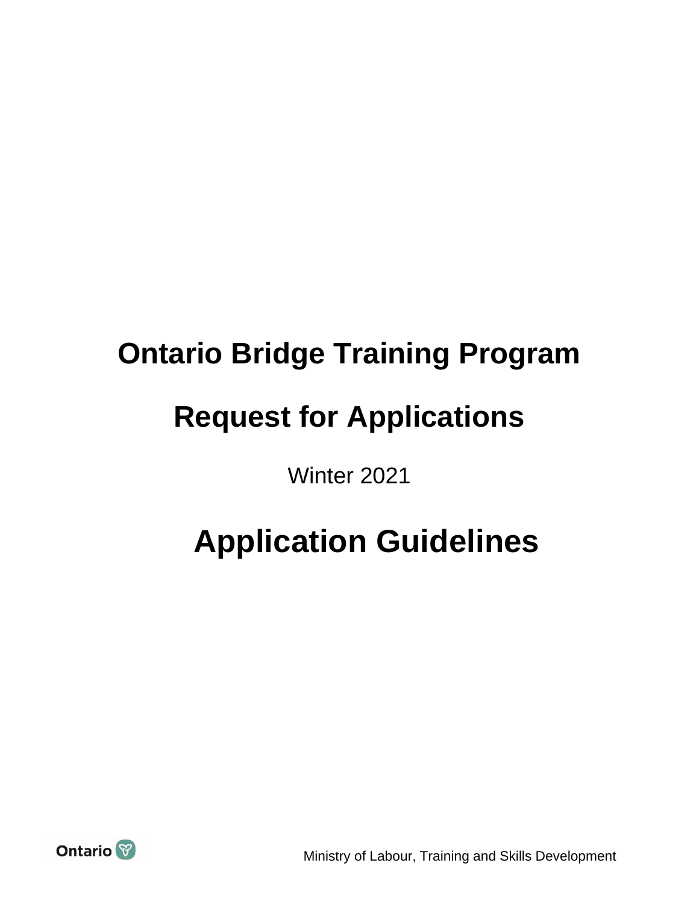# Ontario Bridge Training Program

# Request for Applications

Winter 2021

# Application Guidelines

Ontario

Ministry of Labour, Training and Skills Development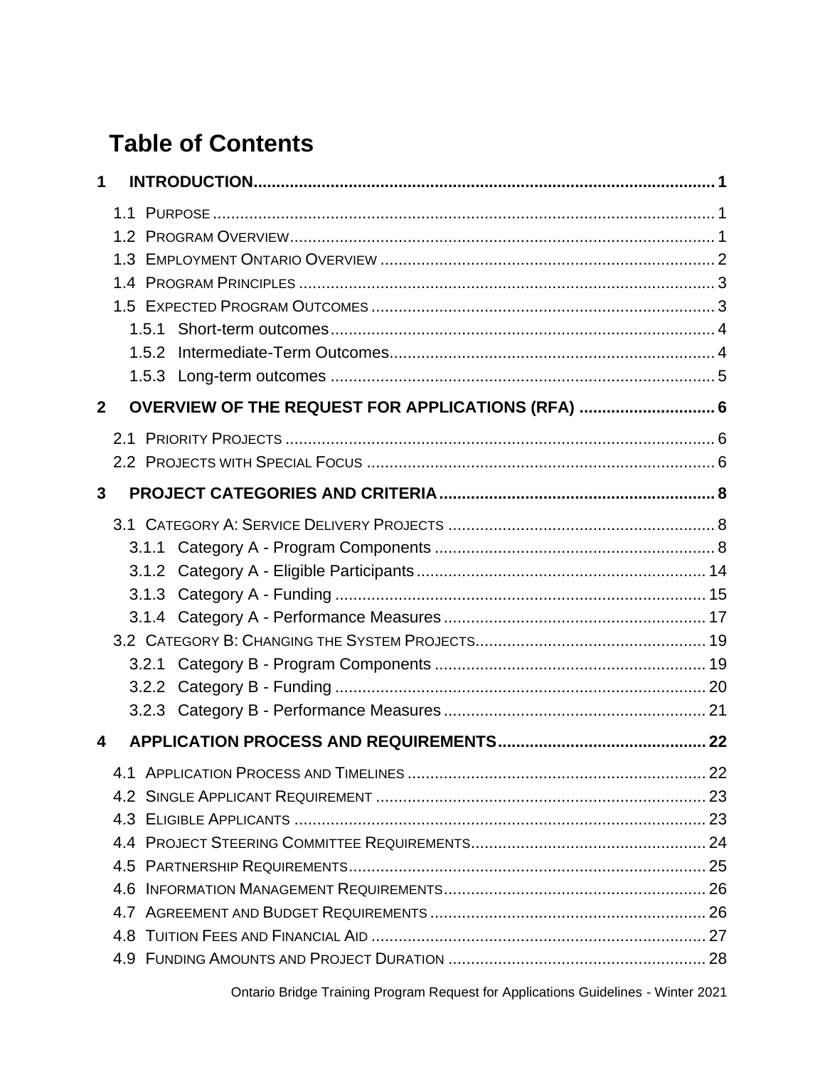# Table of Contents

**1 INTRODUCTION ..... 1**

- 1.1 Purpose ..... 1
- 1.2 Program Overview ..... 1
- 1.3 Employment Ontario Overview ..... 2
- 1.4 Program Principles ..... 3
- 1.5 Expected Program Outcomes ..... 3
  - 1.5.1 Short-term outcomes ..... 4
  - 1.5.2 Intermediate-Term Outcomes ..... 4
  - 1.5.3 Long-term outcomes ..... 5

**2 OVERVIEW OF THE REQUEST FOR APPLICATIONS (RFA) ..... 6**

- 2.1 Priority Projects ..... 6
- 2.2 Projects with Special Focus ..... 6

**3 PROJECT CATEGORIES AND CRITERIA ..... 8**

- 3.1 Category A: Service Delivery Projects ..... 8
  - 3.1.1 Category A - Program Components ..... 8
  - 3.1.2 Category A - Eligible Participants ..... 14
  - 3.1.3 Category A - Funding ..... 15
  - 3.1.4 Category A - Performance Measures ..... 17
- 3.2 Category B: Changing the System Projects ..... 19
  - 3.2.1 Category B - Program Components ..... 19
  - 3.2.2 Category B - Funding ..... 20
  - 3.2.3 Category B - Performance Measures ..... 21

**4 APPLICATION PROCESS AND REQUIREMENTS ..... 22**

- 4.1 Application Process and Timelines ..... 22
- 4.2 Single Applicant Requirement ..... 23
- 4.3 Eligible Applicants ..... 23
- 4.4 Project Steering Committee Requirements ..... 24
- 4.5 Partnership Requirements ..... 25
- 4.6 Information Management Requirements ..... 26
- 4.7 Agreement and Budget Requirements ..... 26
- 4.8 Tuition Fees and Financial Aid ..... 27
- 4.9 Funding Amounts and Project Duration ..... 28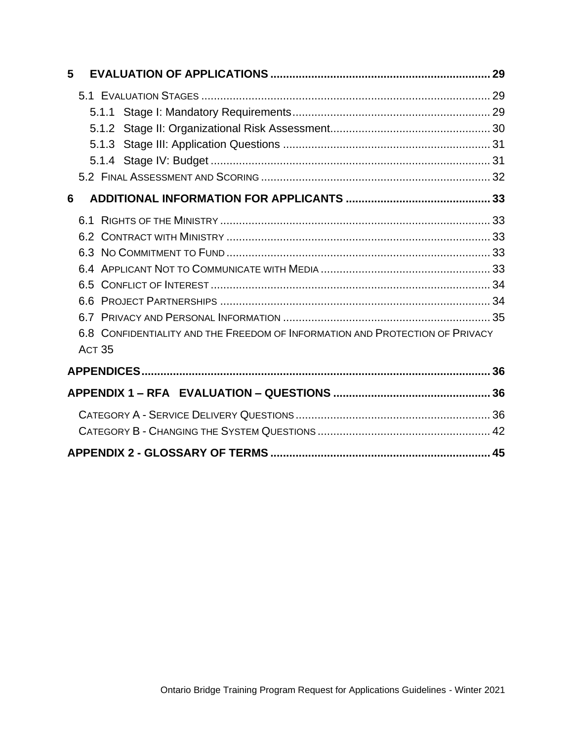**5 EVALUATION OF APPLICATIONS ..................................................................... 29**

5.1 EVALUATION STAGES ........................................................................................... 29

5.1.1 Stage I: Mandatory Requirements.............................................................. 29

5.1.2 Stage II: Organizational Risk Assessment.................................................. 30

5.1.3 Stage III: Application Questions ................................................................. 31

5.1.4 Stage IV: Budget ........................................................................................ 31

5.2 FINAL ASSESSMENT AND SCORING ........................................................................ 32

**6 ADDITIONAL INFORMATION FOR APPLICANTS ............................................. 33**

6.1 RIGHTS OF THE MINISTRY ..................................................................................... 33

6.2 CONTRACT WITH MINISTRY ................................................................................... 33

6.3 NO COMMITMENT TO FUND ................................................................................... 33

6.4 APPLICANT NOT TO COMMUNICATE WITH MEDIA ...................................................... 33

6.5 CONFLICT OF INTEREST ........................................................................................ 34

6.6 PROJECT PARTNERSHIPS ..................................................................................... 34

6.7 PRIVACY AND PERSONAL INFORMATION ................................................................. 35

6.8 CONFIDENTIALITY AND THE FREEDOM OF INFORMATION AND PROTECTION OF PRIVACY ACT 35

**APPENDICES............................................................................................................ 36**

**APPENDIX 1 – RFA EVALUATION – QUESTIONS ................................................. 36**

CATEGORY A - SERVICE DELIVERY QUESTIONS ............................................................. 36

CATEGORY B - CHANGING THE SYSTEM QUESTIONS ...................................................... 42

**APPENDIX 2 - GLOSSARY OF TERMS ..................................................................... 45**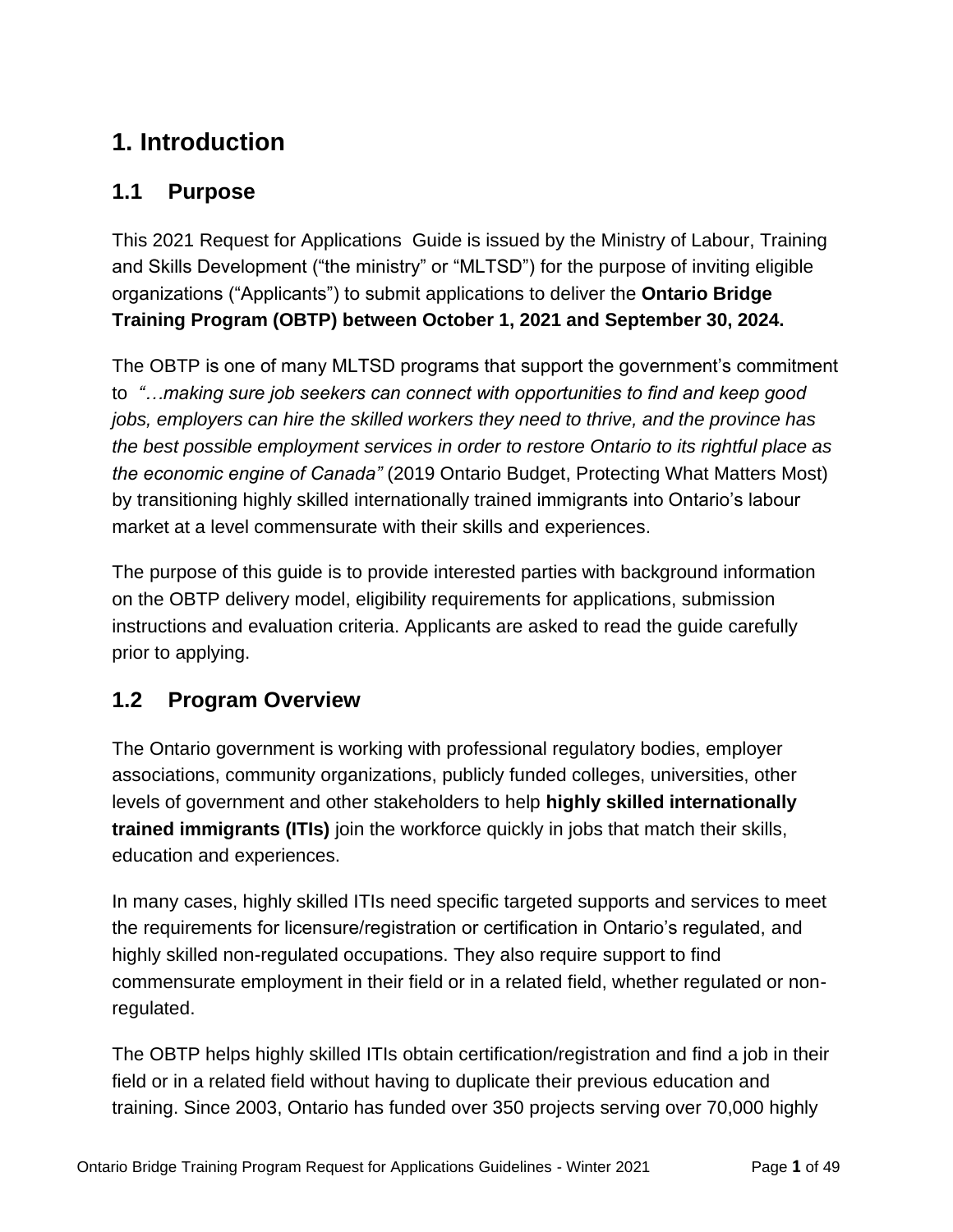# 1. Introduction

## 1.1 Purpose

This 2021 Request for Applications  Guide is issued by the Ministry of Labour, Training and Skills Development ("the ministry" or "MLTSD") for the purpose of inviting eligible organizations ("Applicants") to submit applications to deliver the **Ontario Bridge Training Program (OBTP) between October 1, 2021 and September 30, 2024.**

The OBTP is one of many MLTSD programs that support the government's commitment to *"…making sure job seekers can connect with opportunities to find and keep good jobs, employers can hire the skilled workers they need to thrive, and the province has the best possible employment services in order to restore Ontario to its rightful place as the economic engine of Canada"* (2019 Ontario Budget, Protecting What Matters Most) by transitioning highly skilled internationally trained immigrants into Ontario's labour market at a level commensurate with their skills and experiences.

The purpose of this guide is to provide interested parties with background information on the OBTP delivery model, eligibility requirements for applications, submission instructions and evaluation criteria. Applicants are asked to read the guide carefully prior to applying.

## 1.2 Program Overview

The Ontario government is working with professional regulatory bodies, employer associations, community organizations, publicly funded colleges, universities, other levels of government and other stakeholders to help **highly skilled internationally trained immigrants (ITIs)** join the workforce quickly in jobs that match their skills, education and experiences.

In many cases, highly skilled ITIs need specific targeted supports and services to meet the requirements for licensure/registration or certification in Ontario's regulated, and highly skilled non-regulated occupations. They also require support to find commensurate employment in their field or in a related field, whether regulated or non-regulated.

The OBTP helps highly skilled ITIs obtain certification/registration and find a job in their field or in a related field without having to duplicate their previous education and training. Since 2003, Ontario has funded over 350 projects serving over 70,000 highly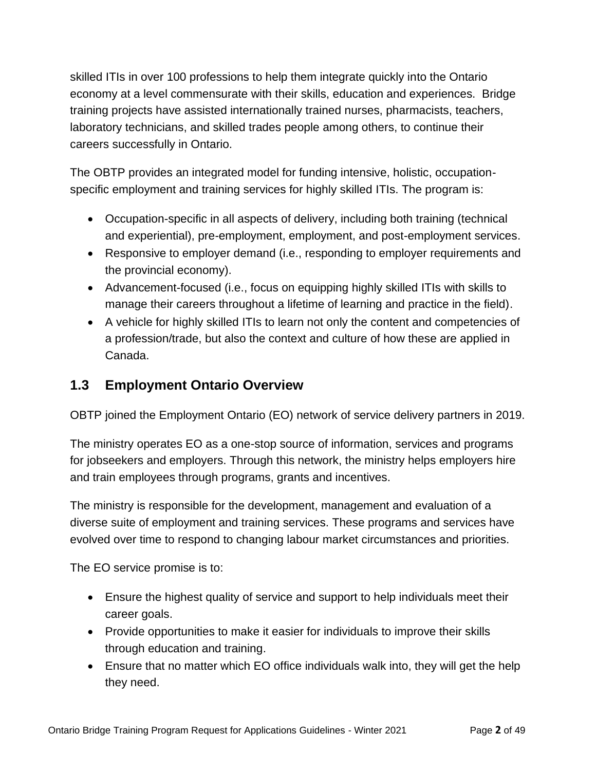skilled ITIs in over 100 professions to help them integrate quickly into the Ontario economy at a level commensurate with their skills, education and experiences. Bridge training projects have assisted internationally trained nurses, pharmacists, teachers, laboratory technicians, and skilled trades people among others, to continue their careers successfully in Ontario.

The OBTP provides an integrated model for funding intensive, holistic, occupation-specific employment and training services for highly skilled ITIs. The program is:

- Occupation-specific in all aspects of delivery, including both training (technical and experiential), pre-employment, employment, and post-employment services.
- Responsive to employer demand (i.e., responding to employer requirements and the provincial economy).
- Advancement-focused (i.e., focus on equipping highly skilled ITIs with skills to manage their careers throughout a lifetime of learning and practice in the field).
- A vehicle for highly skilled ITIs to learn not only the content and competencies of a profession/trade, but also the context and culture of how these are applied in Canada.

## 1.3 Employment Ontario Overview

OBTP joined the Employment Ontario (EO) network of service delivery partners in 2019.

The ministry operates EO as a one-stop source of information, services and programs for jobseekers and employers. Through this network, the ministry helps employers hire and train employees through programs, grants and incentives.

The ministry is responsible for the development, management and evaluation of a diverse suite of employment and training services. These programs and services have evolved over time to respond to changing labour market circumstances and priorities.

The EO service promise is to:

- Ensure the highest quality of service and support to help individuals meet their career goals.
- Provide opportunities to make it easier for individuals to improve their skills through education and training.
- Ensure that no matter which EO office individuals walk into, they will get the help they need.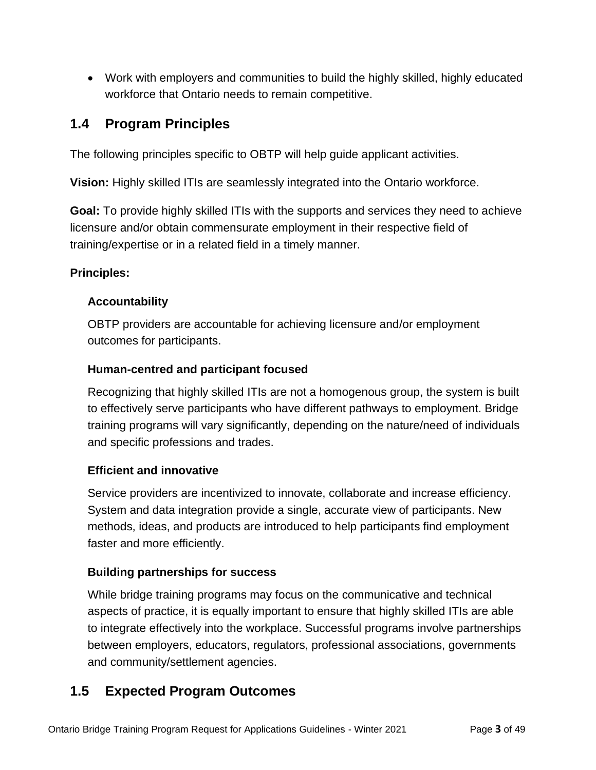- Work with employers and communities to build the highly skilled, highly educated workforce that Ontario needs to remain competitive.

## 1.4 Program Principles

The following principles specific to OBTP will help guide applicant activities.

**Vision:** Highly skilled ITIs are seamlessly integrated into the Ontario workforce.

**Goal:** To provide highly skilled ITIs with the supports and services they need to achieve licensure and/or obtain commensurate employment in their respective field of training/expertise or in a related field in a timely manner.

**Principles:**

**Accountability**

OBTP providers are accountable for achieving licensure and/or employment outcomes for participants.

**Human-centred and participant focused**

Recognizing that highly skilled ITIs are not a homogenous group, the system is built to effectively serve participants who have different pathways to employment. Bridge training programs will vary significantly, depending on the nature/need of individuals and specific professions and trades.

**Efficient and innovative**

Service providers are incentivized to innovate, collaborate and increase efficiency. System and data integration provide a single, accurate view of participants. New methods, ideas, and products are introduced to help participants find employment faster and more efficiently.

**Building partnerships for success**

While bridge training programs may focus on the communicative and technical aspects of practice, it is equally important to ensure that highly skilled ITIs are able to integrate effectively into the workplace. Successful programs involve partnerships between employers, educators, regulators, professional associations, governments and community/settlement agencies.

## 1.5 Expected Program Outcomes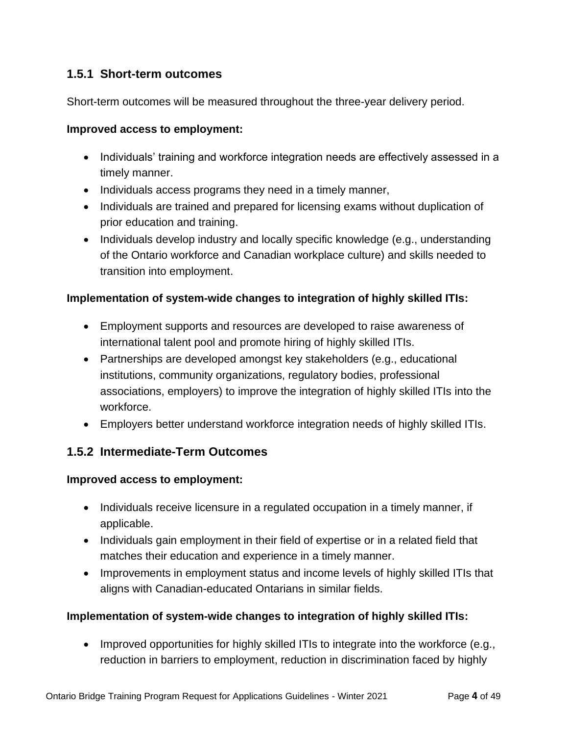### 1.5.1 Short-term outcomes

Short-term outcomes will be measured throughout the three-year delivery period.

**Improved access to employment:**

- Individuals' training and workforce integration needs are effectively assessed in a timely manner.
- Individuals access programs they need in a timely manner,
- Individuals are trained and prepared for licensing exams without duplication of prior education and training.
- Individuals develop industry and locally specific knowledge (e.g., understanding of the Ontario workforce and Canadian workplace culture) and skills needed to transition into employment.

**Implementation of system-wide changes to integration of highly skilled ITIs:**

- Employment supports and resources are developed to raise awareness of international talent pool and promote hiring of highly skilled ITIs.
- Partnerships are developed amongst key stakeholders (e.g., educational institutions, community organizations, regulatory bodies, professional associations, employers) to improve the integration of highly skilled ITIs into the workforce.
- Employers better understand workforce integration needs of highly skilled ITIs.

### 1.5.2 Intermediate-Term Outcomes

**Improved access to employment:**

- Individuals receive licensure in a regulated occupation in a timely manner, if applicable.
- Individuals gain employment in their field of expertise or in a related field that matches their education and experience in a timely manner.
- Improvements in employment status and income levels of highly skilled ITIs that aligns with Canadian-educated Ontarians in similar fields.

**Implementation of system-wide changes to integration of highly skilled ITIs:**

- Improved opportunities for highly skilled ITIs to integrate into the workforce (e.g., reduction in barriers to employment, reduction in discrimination faced by highly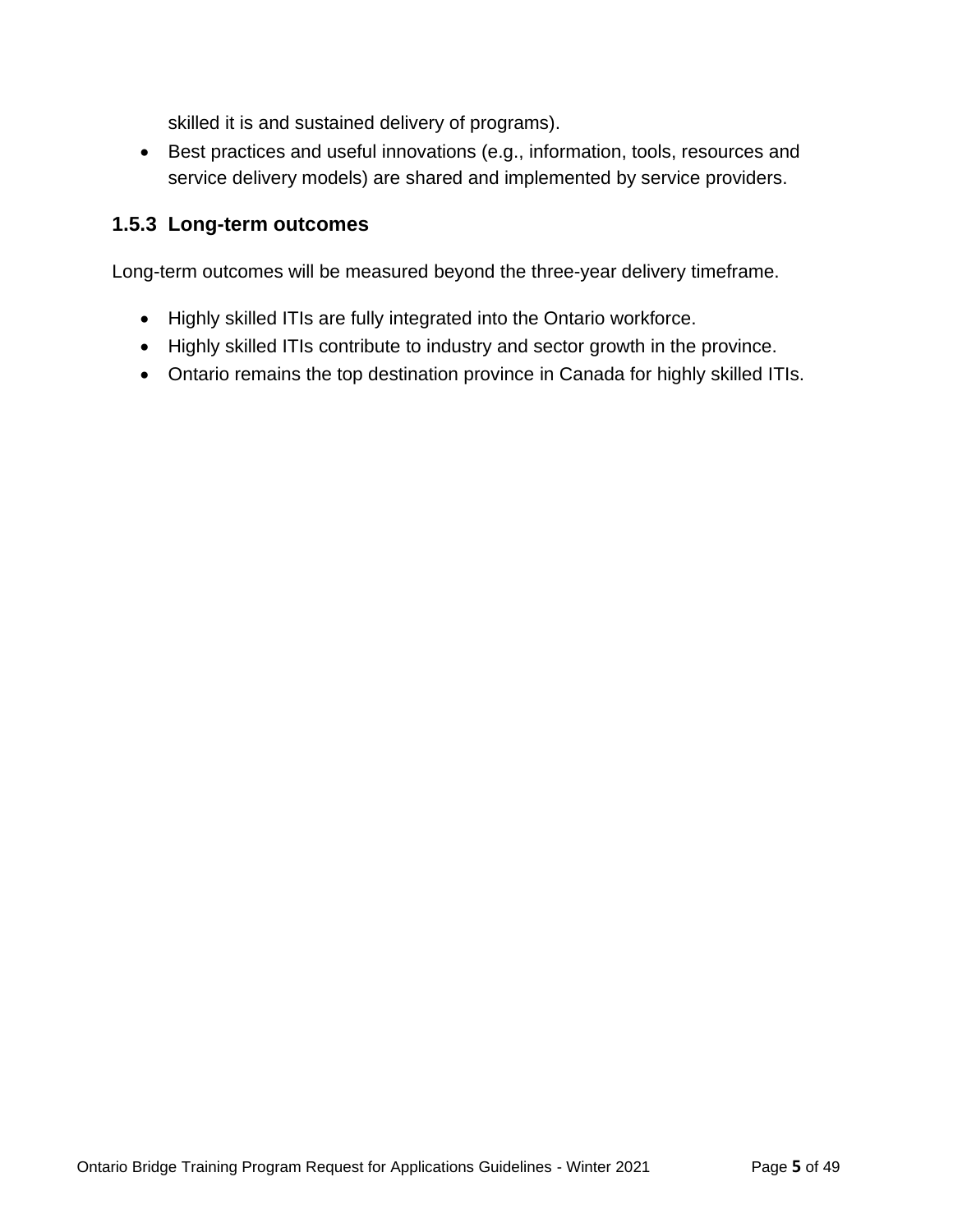skilled it is and sustained delivery of programs).

- Best practices and useful innovations (e.g., information, tools, resources and service delivery models) are shared and implemented by service providers.

### 1.5.3 Long-term outcomes

Long-term outcomes will be measured beyond the three-year delivery timeframe.

- Highly skilled ITIs are fully integrated into the Ontario workforce.
- Highly skilled ITIs contribute to industry and sector growth in the province.
- Ontario remains the top destination province in Canada for highly skilled ITIs.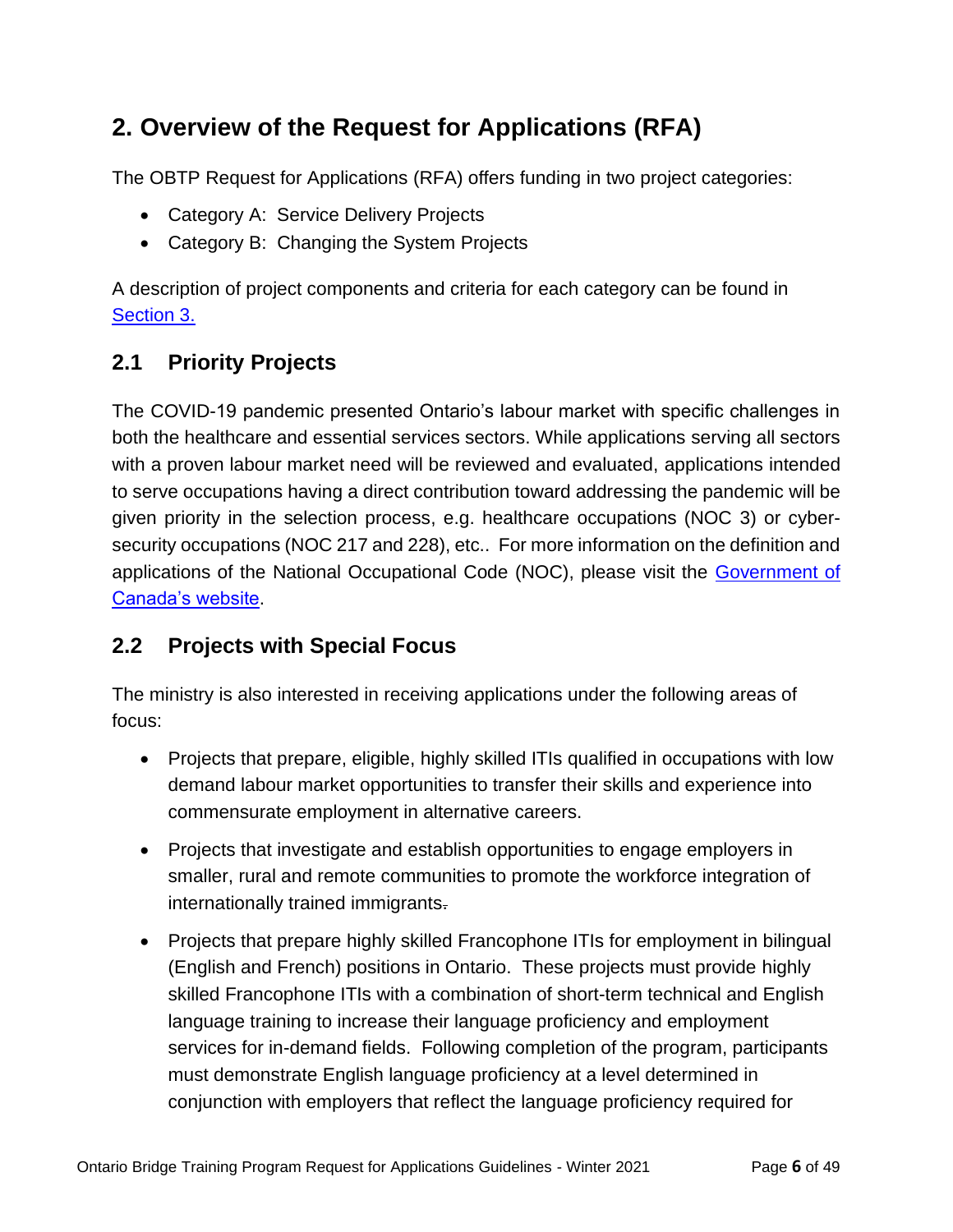# 2. Overview of the Request for Applications (RFA)

The OBTP Request for Applications (RFA) offers funding in two project categories:

- Category A: Service Delivery Projects
- Category B: Changing the System Projects

A description of project components and criteria for each category can be found in [Section 3.](#)

## 2.1 Priority Projects

The COVID-19 pandemic presented Ontario's labour market with specific challenges in both the healthcare and essential services sectors. While applications serving all sectors with a proven labour market need will be reviewed and evaluated, applications intended to serve occupations having a direct contribution toward addressing the pandemic will be given priority in the selection process, e.g. healthcare occupations (NOC 3) or cyber-security occupations (NOC 217 and 228), etc.. For more information on the definition and applications of the National Occupational Code (NOC), please visit the [Government of Canada's website](#).

## 2.2 Projects with Special Focus

The ministry is also interested in receiving applications under the following areas of focus:

- Projects that prepare, eligible, highly skilled ITIs qualified in occupations with low demand labour market opportunities to transfer their skills and experience into commensurate employment in alternative careers.
- Projects that investigate and establish opportunities to engage employers in smaller, rural and remote communities to promote the workforce integration of internationally trained immigrants.
- Projects that prepare highly skilled Francophone ITIs for employment in bilingual (English and French) positions in Ontario. These projects must provide highly skilled Francophone ITIs with a combination of short-term technical and English language training to increase their language proficiency and employment services for in-demand fields. Following completion of the program, participants must demonstrate English language proficiency at a level determined in conjunction with employers that reflect the language proficiency required for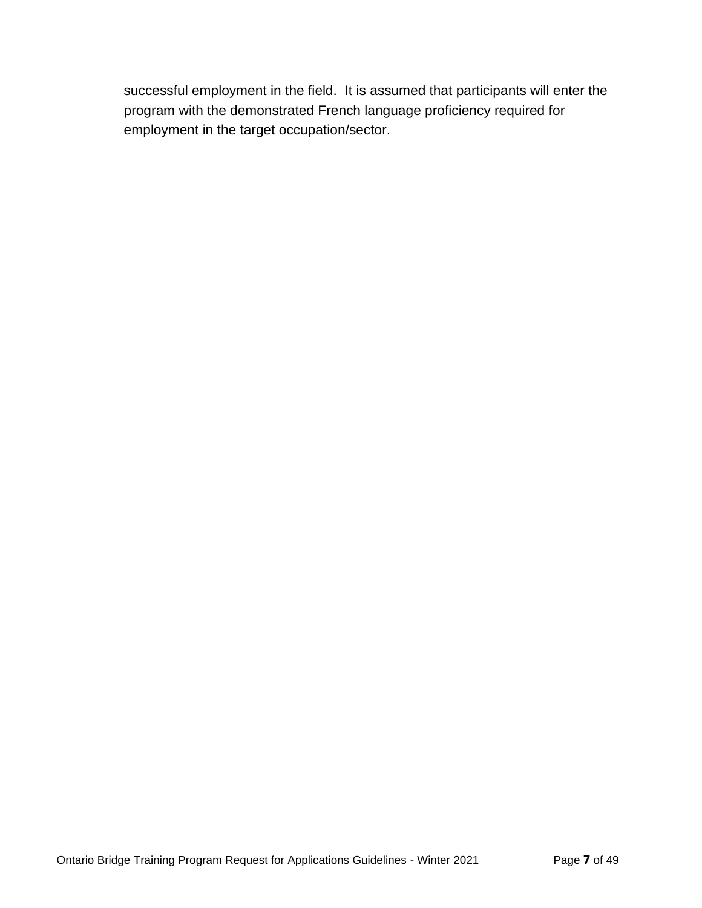successful employment in the field.  It is assumed that participants will enter the program with the demonstrated French language proficiency required for employment in the target occupation/sector.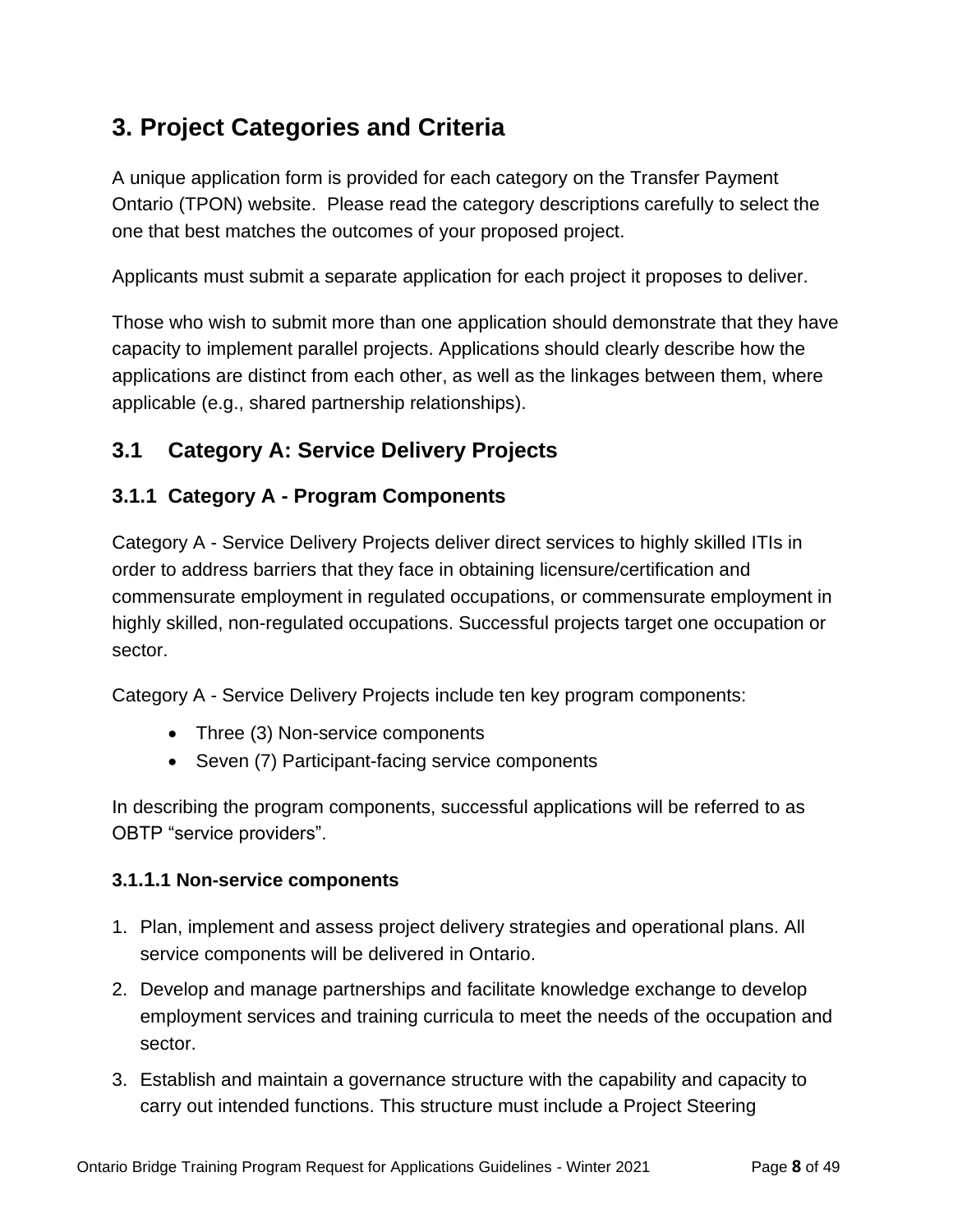# 3. Project Categories and Criteria

A unique application form is provided for each category on the Transfer Payment Ontario (TPON) website. Please read the category descriptions carefully to select the one that best matches the outcomes of your proposed project.

Applicants must submit a separate application for each project it proposes to deliver.

Those who wish to submit more than one application should demonstrate that they have capacity to implement parallel projects. Applications should clearly describe how the applications are distinct from each other, as well as the linkages between them, where applicable (e.g., shared partnership relationships).

## 3.1 Category A: Service Delivery Projects

### 3.1.1 Category A - Program Components

Category A - Service Delivery Projects deliver direct services to highly skilled ITIs in order to address barriers that they face in obtaining licensure/certification and commensurate employment in regulated occupations, or commensurate employment in highly skilled, non-regulated occupations. Successful projects target one occupation or sector.

Category A - Service Delivery Projects include ten key program components:

- Three (3) Non-service components
- Seven (7) Participant-facing service components

In describing the program components, successful applications will be referred to as OBTP “service providers”.

#### 3.1.1.1 Non-service components

1. Plan, implement and assess project delivery strategies and operational plans. All service components will be delivered in Ontario.
2. Develop and manage partnerships and facilitate knowledge exchange to develop employment services and training curricula to meet the needs of the occupation and sector.
3. Establish and maintain a governance structure with the capability and capacity to carry out intended functions. This structure must include a Project Steering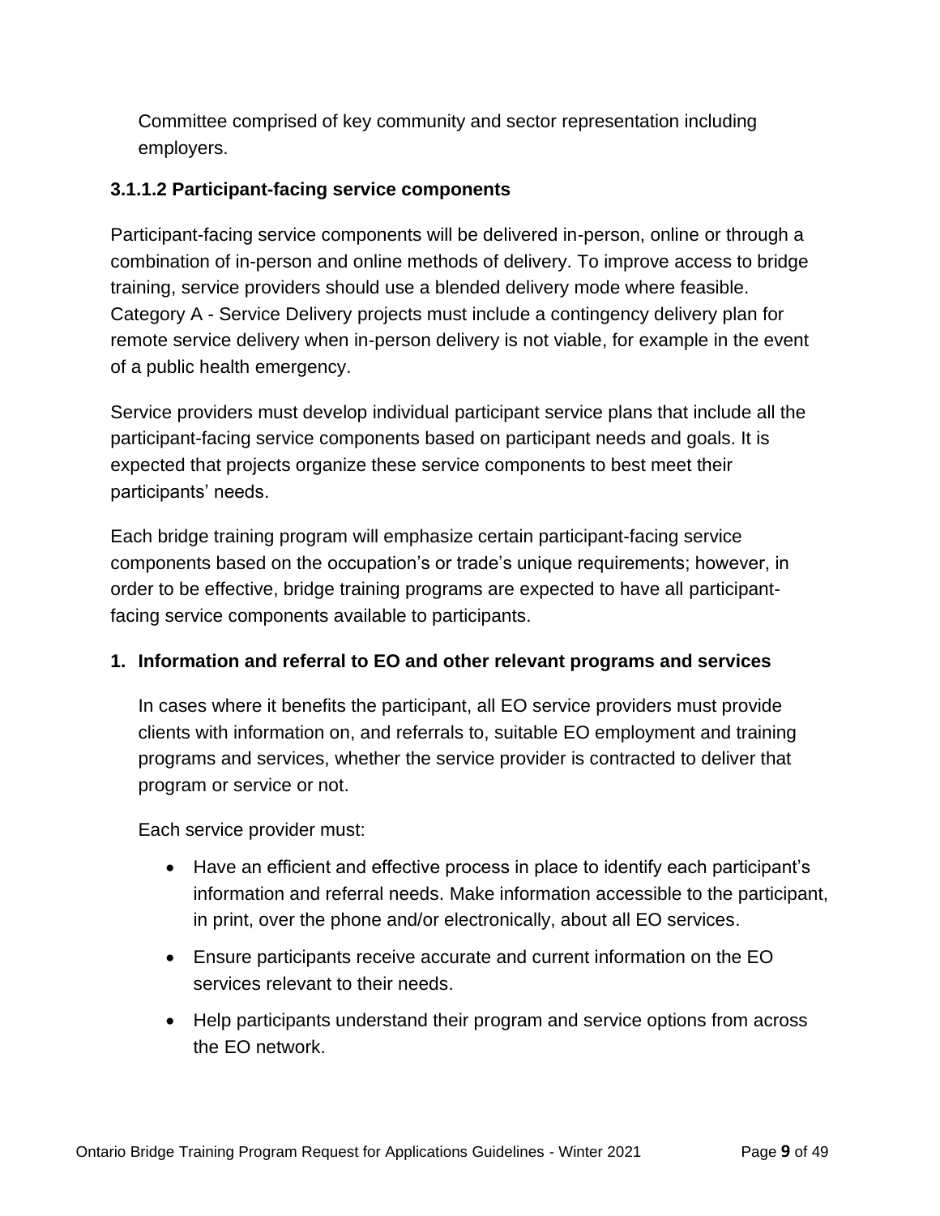Committee comprised of key community and sector representation including employers.

#### 3.1.1.2 Participant-facing service components

Participant-facing service components will be delivered in-person, online or through a combination of in-person and online methods of delivery. To improve access to bridge training, service providers should use a blended delivery mode where feasible. Category A - Service Delivery projects must include a contingency delivery plan for remote service delivery when in-person delivery is not viable, for example in the event of a public health emergency.

Service providers must develop individual participant service plans that include all the participant-facing service components based on participant needs and goals. It is expected that projects organize these service components to best meet their participants' needs.

Each bridge training program will emphasize certain participant-facing service components based on the occupation's or trade's unique requirements; however, in order to be effective, bridge training programs are expected to have all participant-facing service components available to participants.

**1. Information and referral to EO and other relevant programs and services**

In cases where it benefits the participant, all EO service providers must provide clients with information on, and referrals to, suitable EO employment and training programs and services, whether the service provider is contracted to deliver that program or service or not.

Each service provider must:

- Have an efficient and effective process in place to identify each participant's information and referral needs. Make information accessible to the participant, in print, over the phone and/or electronically, about all EO services.
- Ensure participants receive accurate and current information on the EO services relevant to their needs.
- Help participants understand their program and service options from across the EO network.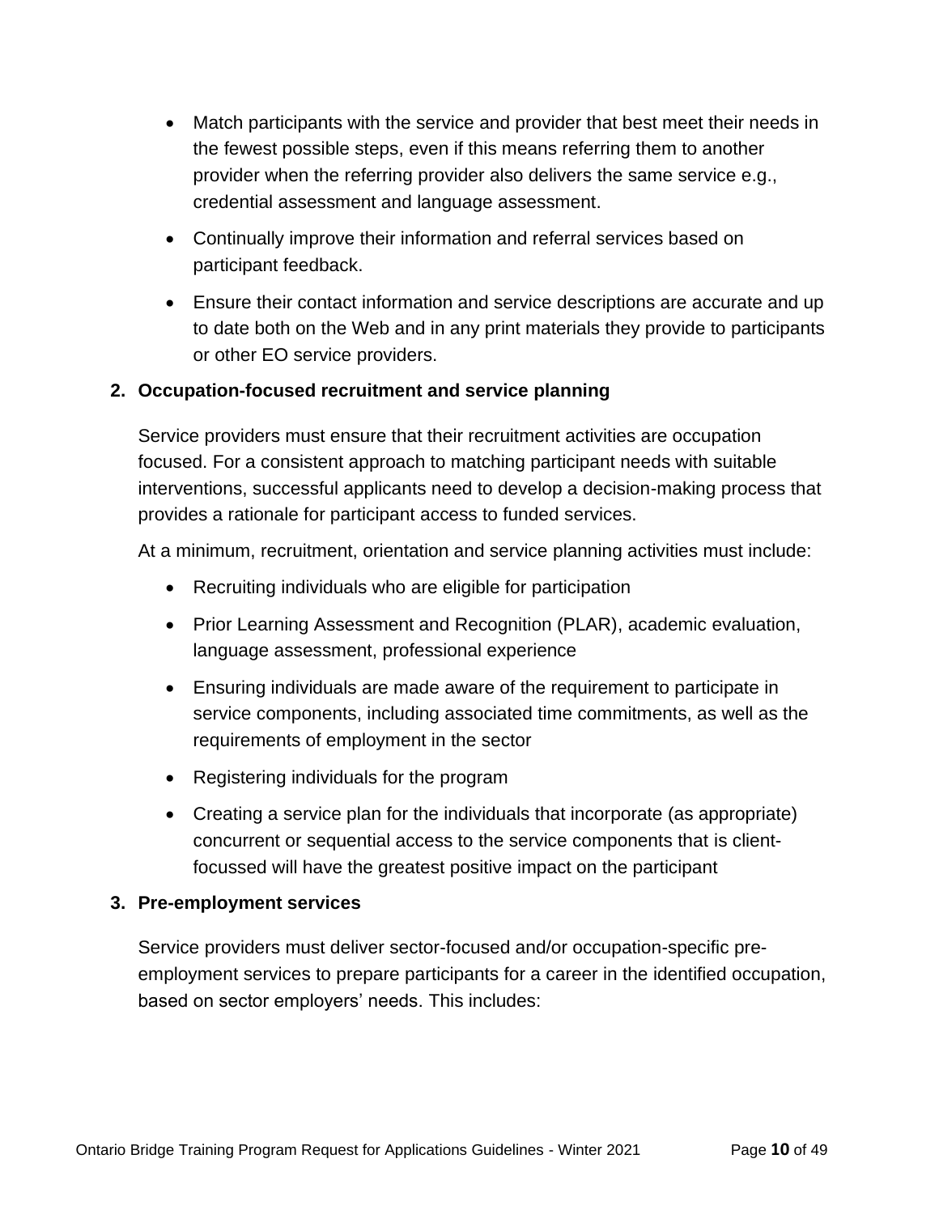- Match participants with the service and provider that best meet their needs in the fewest possible steps, even if this means referring them to another provider when the referring provider also delivers the same service e.g., credential assessment and language assessment.
- Continually improve their information and referral services based on participant feedback.
- Ensure their contact information and service descriptions are accurate and up to date both on the Web and in any print materials they provide to participants or other EO service providers.

**2. Occupation-focused recruitment and service planning**

Service providers must ensure that their recruitment activities are occupation focused. For a consistent approach to matching participant needs with suitable interventions, successful applicants need to develop a decision-making process that provides a rationale for participant access to funded services.

At a minimum, recruitment, orientation and service planning activities must include:

- Recruiting individuals who are eligible for participation
- Prior Learning Assessment and Recognition (PLAR), academic evaluation, language assessment, professional experience
- Ensuring individuals are made aware of the requirement to participate in service components, including associated time commitments, as well as the requirements of employment in the sector
- Registering individuals for the program
- Creating a service plan for the individuals that incorporate (as appropriate) concurrent or sequential access to the service components that is client-focussed will have the greatest positive impact on the participant

**3. Pre-employment services**

Service providers must deliver sector-focused and/or occupation-specific pre-employment services to prepare participants for a career in the identified occupation, based on sector employers' needs. This includes: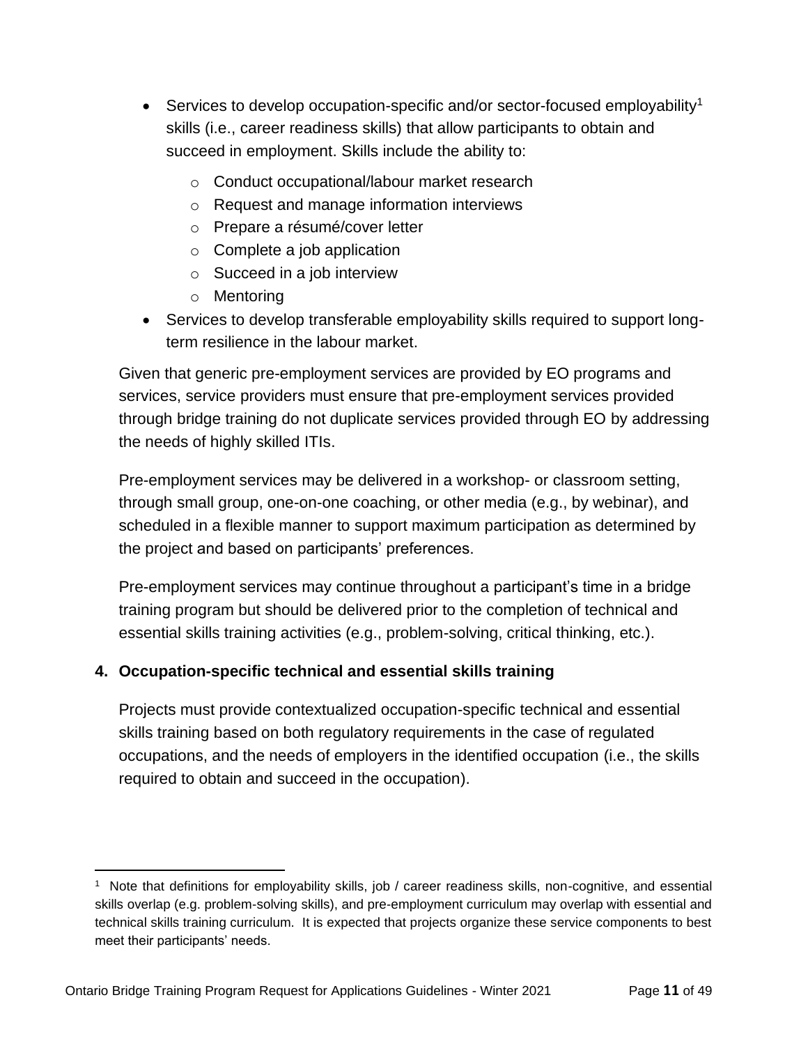- Services to develop occupation-specific and/or sector-focused employability[1] skills (i.e., career readiness skills) that allow participants to obtain and succeed in employment. Skills include the ability to:
  - Conduct occupational/labour market research
  - Request and manage information interviews
  - Prepare a résumé/cover letter
  - Complete a job application
  - Succeed in a job interview
  - Mentoring
- Services to develop transferable employability skills required to support long-term resilience in the labour market.

Given that generic pre-employment services are provided by EO programs and services, service providers must ensure that pre-employment services provided through bridge training do not duplicate services provided through EO by addressing the needs of highly skilled ITIs.

Pre-employment services may be delivered in a workshop- or classroom setting, through small group, one-on-one coaching, or other media (e.g., by webinar), and scheduled in a flexible manner to support maximum participation as determined by the project and based on participants' preferences.

Pre-employment services may continue throughout a participant's time in a bridge training program but should be delivered prior to the completion of technical and essential skills training activities (e.g., problem-solving, critical thinking, etc.).

**4. Occupation-specific technical and essential skills training**

Projects must provide contextualized occupation-specific technical and essential skills training based on both regulatory requirements in the case of regulated occupations, and the needs of employers in the identified occupation (i.e., the skills required to obtain and succeed in the occupation).

[1] Note that definitions for employability skills, job / career readiness skills, non-cognitive, and essential skills overlap (e.g. problem-solving skills), and pre-employment curriculum may overlap with essential and technical skills training curriculum. It is expected that projects organize these service components to best meet their participants' needs.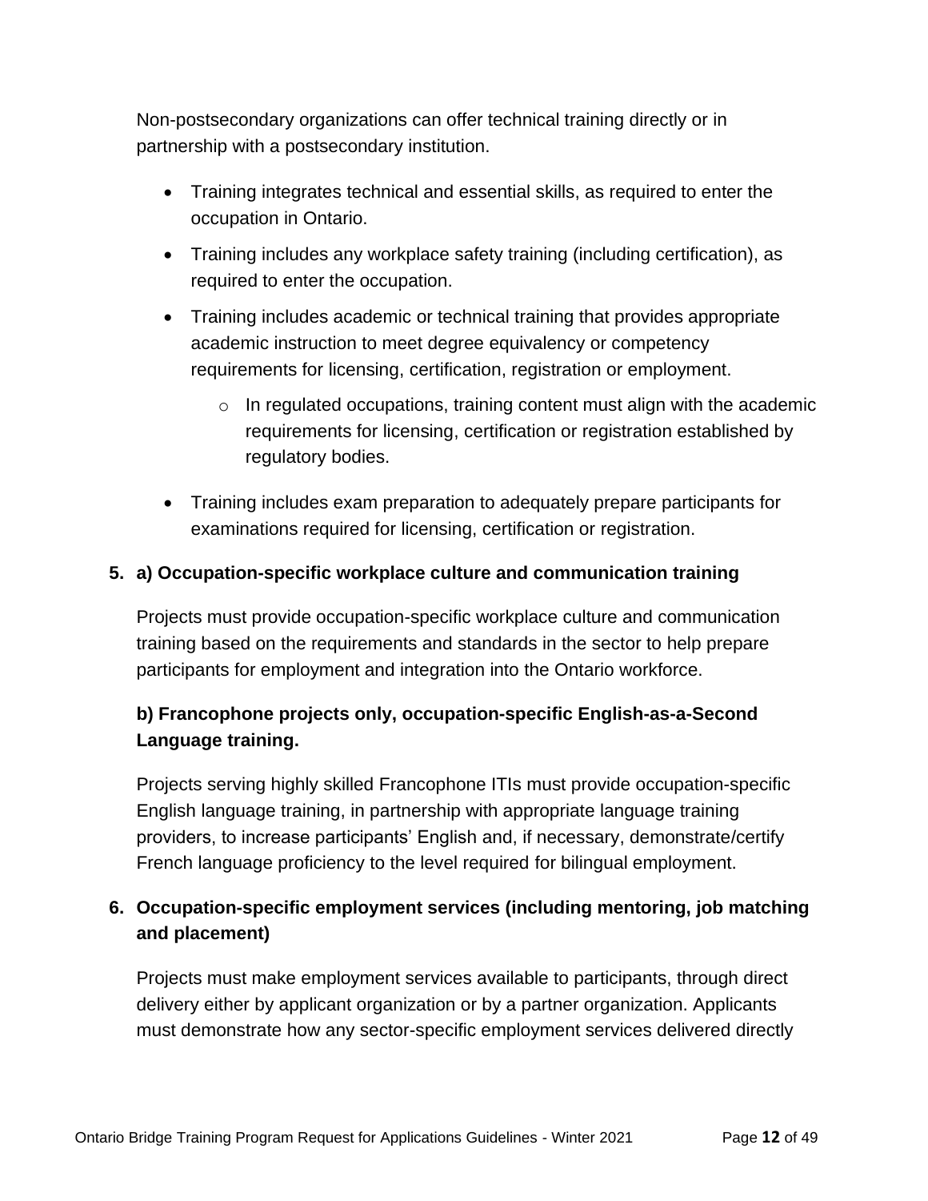Non-postsecondary organizations can offer technical training directly or in partnership with a postsecondary institution.

- Training integrates technical and essential skills, as required to enter the occupation in Ontario.
- Training includes any workplace safety training (including certification), as required to enter the occupation.
- Training includes academic or technical training that provides appropriate academic instruction to meet degree equivalency or competency requirements for licensing, certification, registration or employment.
    - In regulated occupations, training content must align with the academic requirements for licensing, certification or registration established by regulatory bodies.
- Training includes exam preparation to adequately prepare participants for examinations required for licensing, certification or registration.

**5. a) Occupation-specific workplace culture and communication training**

Projects must provide occupation-specific workplace culture and communication training based on the requirements and standards in the sector to help prepare participants for employment and integration into the Ontario workforce.

**b) Francophone projects only, occupation-specific English-as-a-Second Language training.**

Projects serving highly skilled Francophone ITIs must provide occupation-specific English language training, in partnership with appropriate language training providers, to increase participants' English and, if necessary, demonstrate/certify French language proficiency to the level required for bilingual employment.

**6. Occupation-specific employment services (including mentoring, job matching and placement)**

Projects must make employment services available to participants, through direct delivery either by applicant organization or by a partner organization. Applicants must demonstrate how any sector-specific employment services delivered directly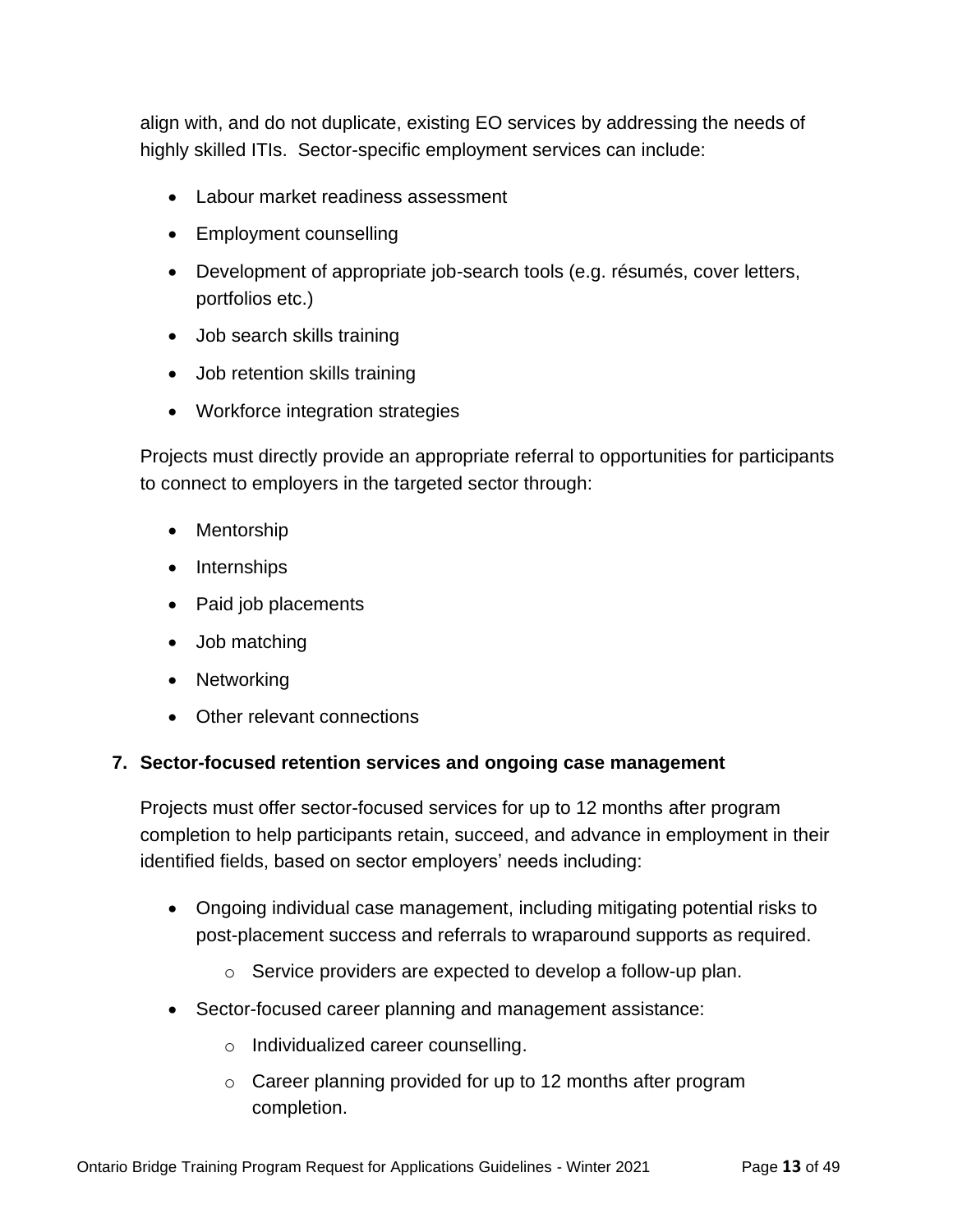align with, and do not duplicate, existing EO services by addressing the needs of highly skilled ITIs.  Sector-specific employment services can include:

- Labour market readiness assessment
- Employment counselling
- Development of appropriate job-search tools (e.g. résumés, cover letters, portfolios etc.)
- Job search skills training
- Job retention skills training
- Workforce integration strategies

Projects must directly provide an appropriate referral to opportunities for participants to connect to employers in the targeted sector through:

- Mentorship
- Internships
- Paid job placements
- Job matching
- Networking
- Other relevant connections

**7. Sector-focused retention services and ongoing case management**

Projects must offer sector-focused services for up to 12 months after program completion to help participants retain, succeed, and advance in employment in their identified fields, based on sector employers' needs including:

- Ongoing individual case management, including mitigating potential risks to post-placement success and referrals to wraparound supports as required.
    - Service providers are expected to develop a follow-up plan.
- Sector-focused career planning and management assistance:
    - Individualized career counselling.
    - Career planning provided for up to 12 months after program completion.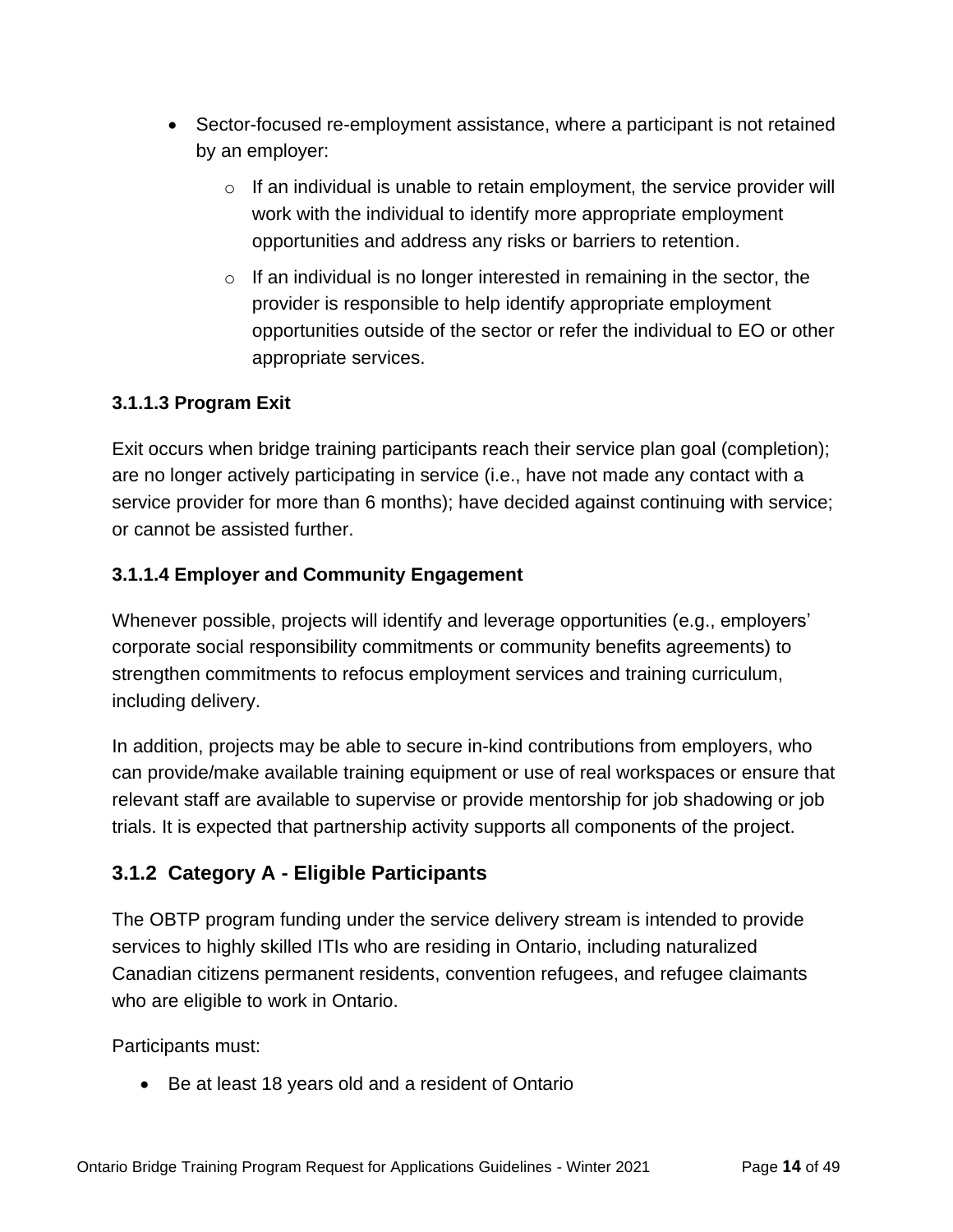- Sector-focused re-employment assistance, where a participant is not retained by an employer:
    - If an individual is unable to retain employment, the service provider will work with the individual to identify more appropriate employment opportunities and address any risks or barriers to retention.
    - If an individual is no longer interested in remaining in the sector, the provider is responsible to help identify appropriate employment opportunities outside of the sector or refer the individual to EO or other appropriate services.

#### 3.1.1.3 Program Exit

Exit occurs when bridge training participants reach their service plan goal (completion); are no longer actively participating in service (i.e., have not made any contact with a service provider for more than 6 months); have decided against continuing with service; or cannot be assisted further.

#### 3.1.1.4 Employer and Community Engagement

Whenever possible, projects will identify and leverage opportunities (e.g., employers' corporate social responsibility commitments or community benefits agreements) to strengthen commitments to refocus employment services and training curriculum, including delivery.

In addition, projects may be able to secure in-kind contributions from employers, who can provide/make available training equipment or use of real workspaces or ensure that relevant staff are available to supervise or provide mentorship for job shadowing or job trials. It is expected that partnership activity supports all components of the project.

### 3.1.2 Category A - Eligible Participants

The OBTP program funding under the service delivery stream is intended to provide services to highly skilled ITIs who are residing in Ontario, including naturalized Canadian citizens permanent residents, convention refugees, and refugee claimants who are eligible to work in Ontario.

Participants must:

- Be at least 18 years old and a resident of Ontario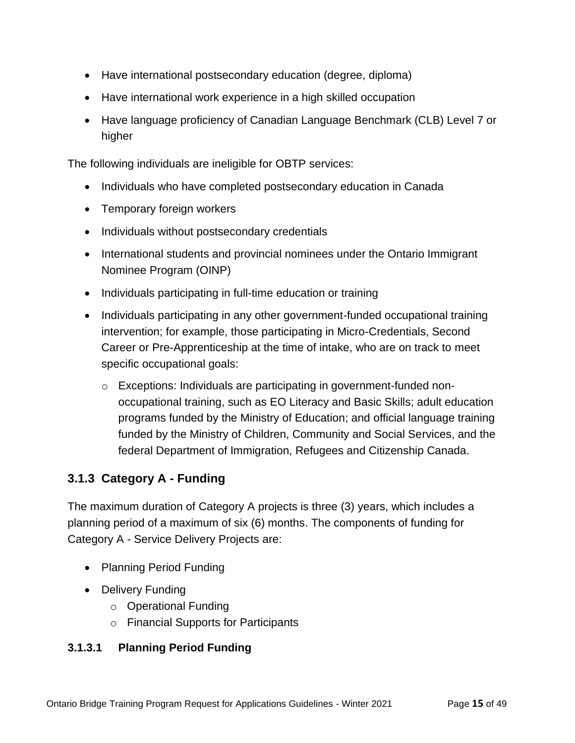- Have international postsecondary education (degree, diploma)
- Have international work experience in a high skilled occupation
- Have language proficiency of Canadian Language Benchmark (CLB) Level 7 or higher

The following individuals are ineligible for OBTP services:

- Individuals who have completed postsecondary education in Canada
- Temporary foreign workers
- Individuals without postsecondary credentials
- International students and provincial nominees under the Ontario Immigrant Nominee Program (OINP)
- Individuals participating in full-time education or training
- Individuals participating in any other government-funded occupational training intervention; for example, those participating in Micro-Credentials, Second Career or Pre-Apprenticeship at the time of intake, who are on track to meet specific occupational goals:
    - Exceptions: Individuals are participating in government-funded non-occupational training, such as EO Literacy and Basic Skills; adult education programs funded by the Ministry of Education; and official language training funded by the Ministry of Children, Community and Social Services, and the federal Department of Immigration, Refugees and Citizenship Canada.

### 3.1.3 Category A - Funding

The maximum duration of Category A projects is three (3) years, which includes a planning period of a maximum of six (6) months. The components of funding for Category A - Service Delivery Projects are:

- Planning Period Funding
- Delivery Funding
    - Operational Funding
    - Financial Supports for Participants

#### 3.1.3.1 Planning Period Funding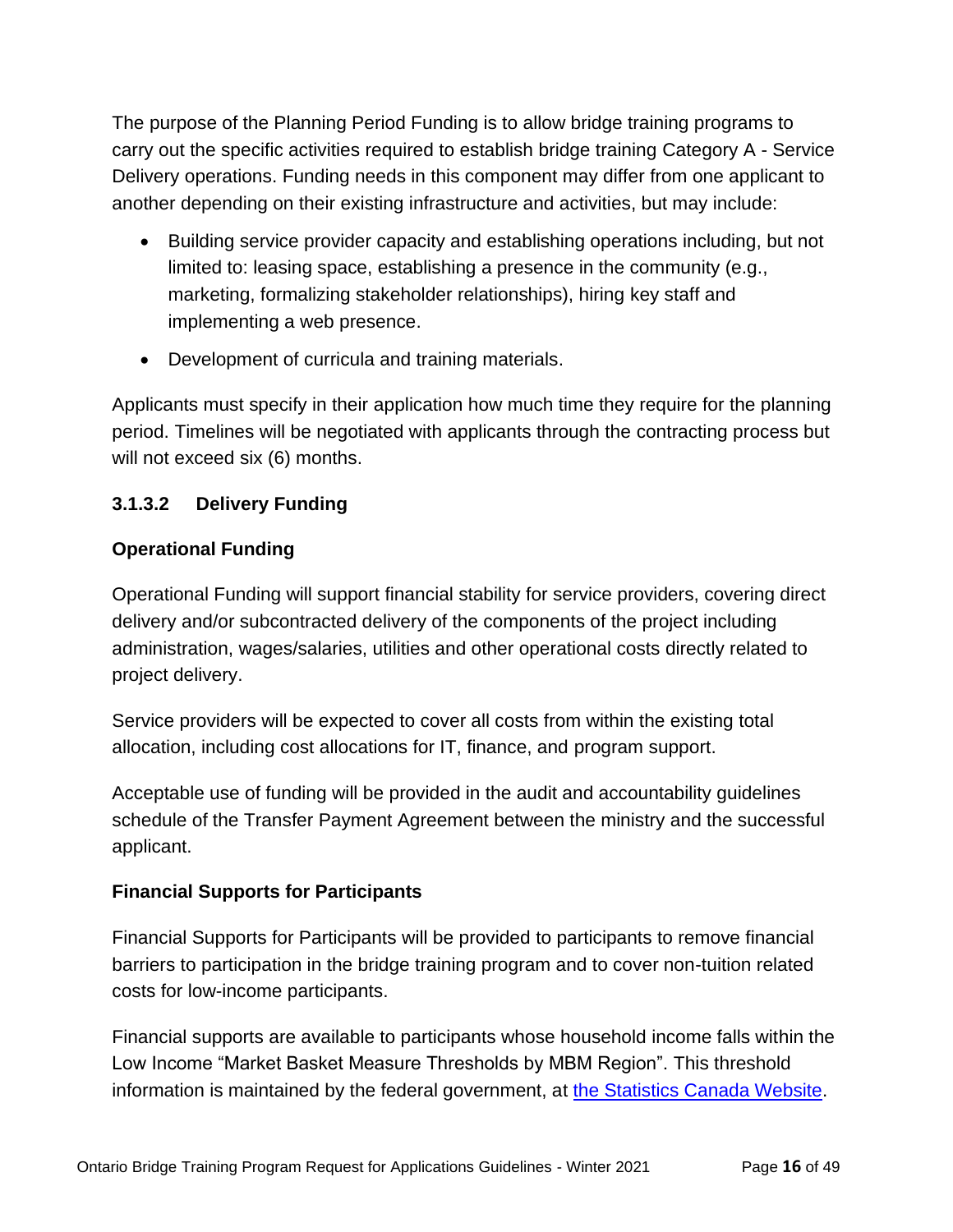The purpose of the Planning Period Funding is to allow bridge training programs to carry out the specific activities required to establish bridge training Category A - Service Delivery operations. Funding needs in this component may differ from one applicant to another depending on their existing infrastructure and activities, but may include:

- Building service provider capacity and establishing operations including, but not limited to: leasing space, establishing a presence in the community (e.g., marketing, formalizing stakeholder relationships), hiring key staff and implementing a web presence.
- Development of curricula and training materials.

Applicants must specify in their application how much time they require for the planning period. Timelines will be negotiated with applicants through the contracting process but will not exceed six (6) months.

#### 3.1.3.2 Delivery Funding

**Operational Funding**

Operational Funding will support financial stability for service providers, covering direct delivery and/or subcontracted delivery of the components of the project including administration, wages/salaries, utilities and other operational costs directly related to project delivery.

Service providers will be expected to cover all costs from within the existing total allocation, including cost allocations for IT, finance, and program support.

Acceptable use of funding will be provided in the audit and accountability guidelines schedule of the Transfer Payment Agreement between the ministry and the successful applicant.

**Financial Supports for Participants**

Financial Supports for Participants will be provided to participants to remove financial barriers to participation in the bridge training program and to cover non-tuition related costs for low-income participants.

Financial supports are available to participants whose household income falls within the Low Income "Market Basket Measure Thresholds by MBM Region". This threshold information is maintained by the federal government, at [the Statistics Canada Website](#).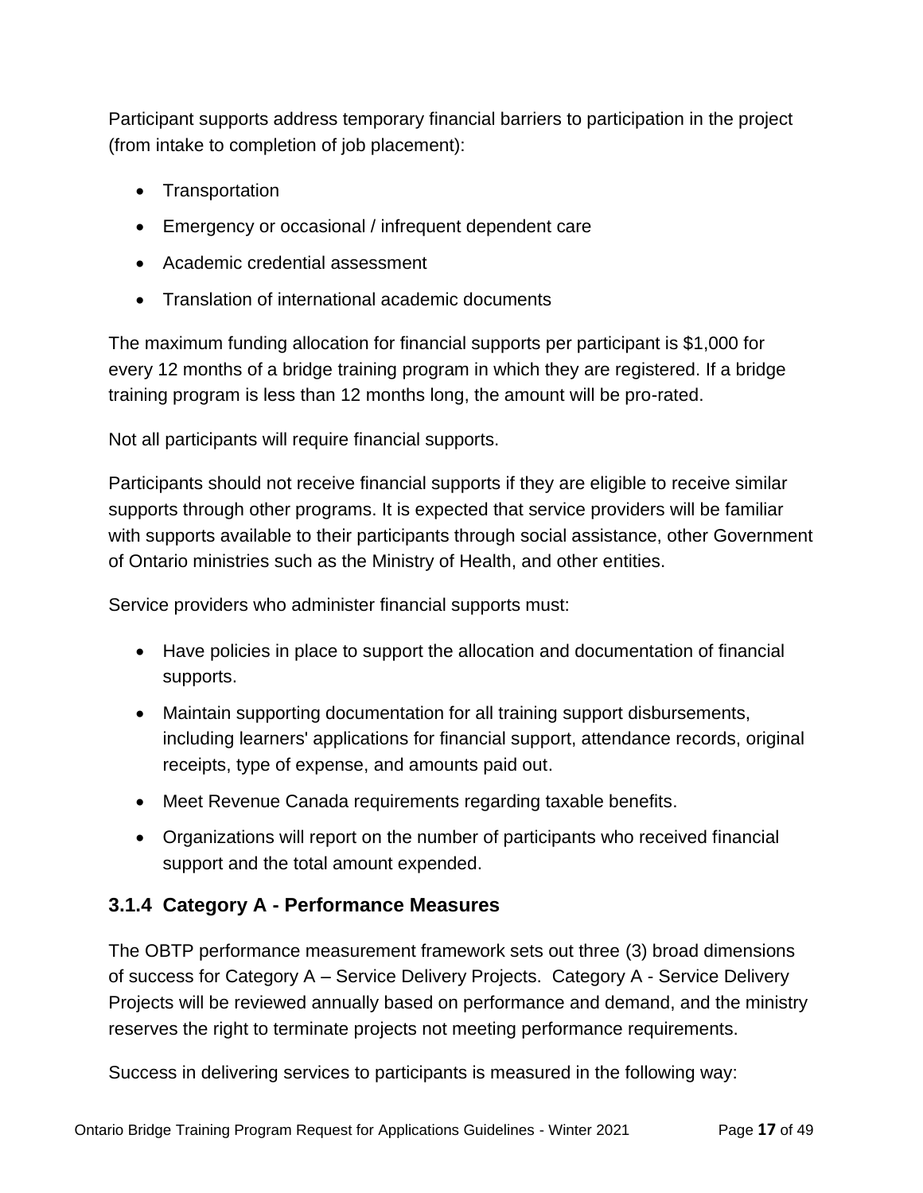Participant supports address temporary financial barriers to participation in the project (from intake to completion of job placement):

- Transportation
- Emergency or occasional / infrequent dependent care
- Academic credential assessment
- Translation of international academic documents

The maximum funding allocation for financial supports per participant is $1,000 for every 12 months of a bridge training program in which they are registered. If a bridge training program is less than 12 months long, the amount will be pro-rated.

Not all participants will require financial supports.

Participants should not receive financial supports if they are eligible to receive similar supports through other programs. It is expected that service providers will be familiar with supports available to their participants through social assistance, other Government of Ontario ministries such as the Ministry of Health, and other entities.

Service providers who administer financial supports must:

- Have policies in place to support the allocation and documentation of financial supports.
- Maintain supporting documentation for all training support disbursements, including learners' applications for financial support, attendance records, original receipts, type of expense, and amounts paid out.
- Meet Revenue Canada requirements regarding taxable benefits.
- Organizations will report on the number of participants who received financial support and the total amount expended.

### 3.1.4 Category A - Performance Measures

The OBTP performance measurement framework sets out three (3) broad dimensions of success for Category A – Service Delivery Projects. Category A - Service Delivery Projects will be reviewed annually based on performance and demand, and the ministry reserves the right to terminate projects not meeting performance requirements.

Success in delivering services to participants is measured in the following way: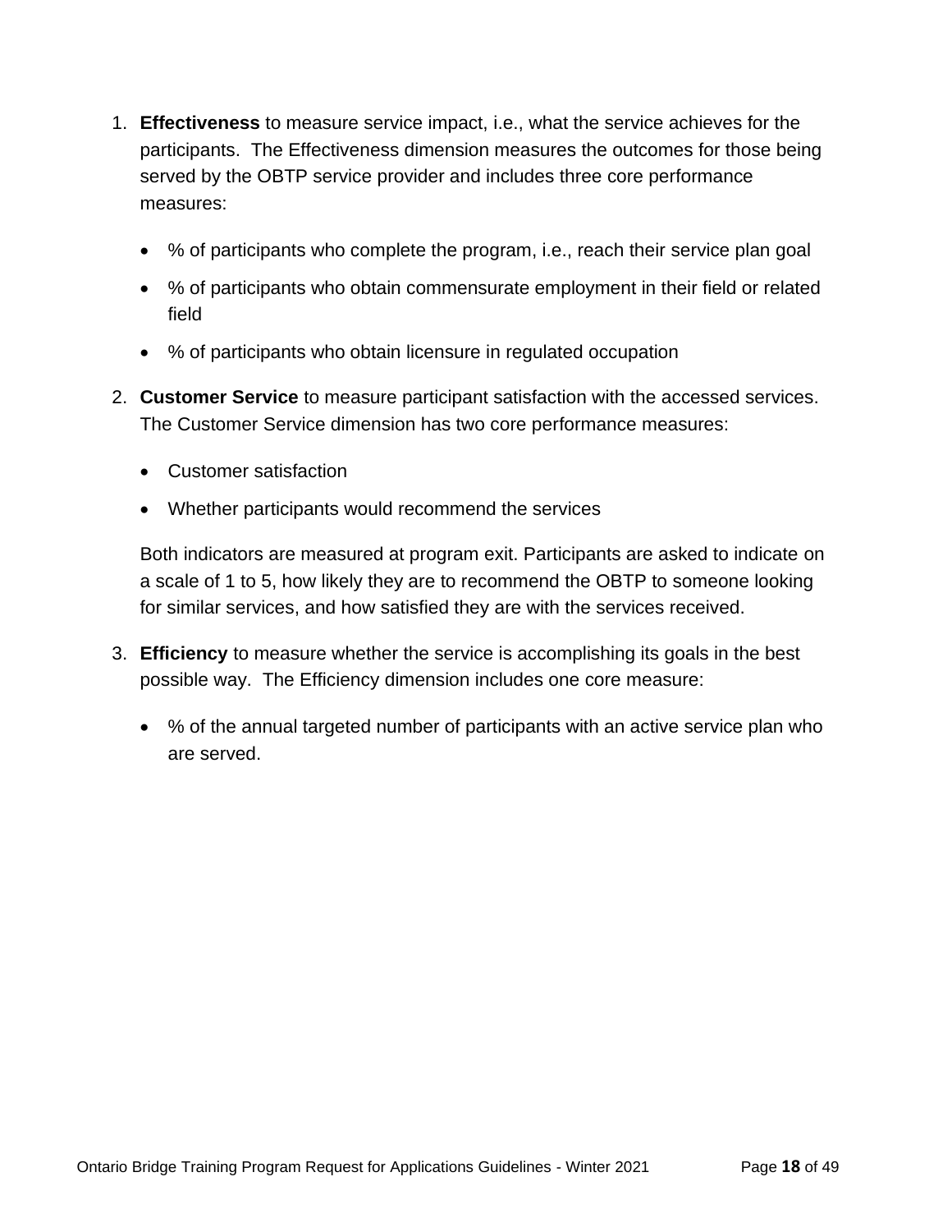1. **Effectiveness** to measure service impact, i.e., what the service achieves for the participants. The Effectiveness dimension measures the outcomes for those being served by the OBTP service provider and includes three core performance measures:

   - % of participants who complete the program, i.e., reach their service plan goal
   - % of participants who obtain commensurate employment in their field or related field
   - % of participants who obtain licensure in regulated occupation

2. **Customer Service** to measure participant satisfaction with the accessed services. The Customer Service dimension has two core performance measures:

   - Customer satisfaction
   - Whether participants would recommend the services

   Both indicators are measured at program exit. Participants are asked to indicate on a scale of 1 to 5, how likely they are to recommend the OBTP to someone looking for similar services, and how satisfied they are with the services received.

3. **Efficiency** to measure whether the service is accomplishing its goals in the best possible way. The Efficiency dimension includes one core measure:

   - % of the annual targeted number of participants with an active service plan who are served.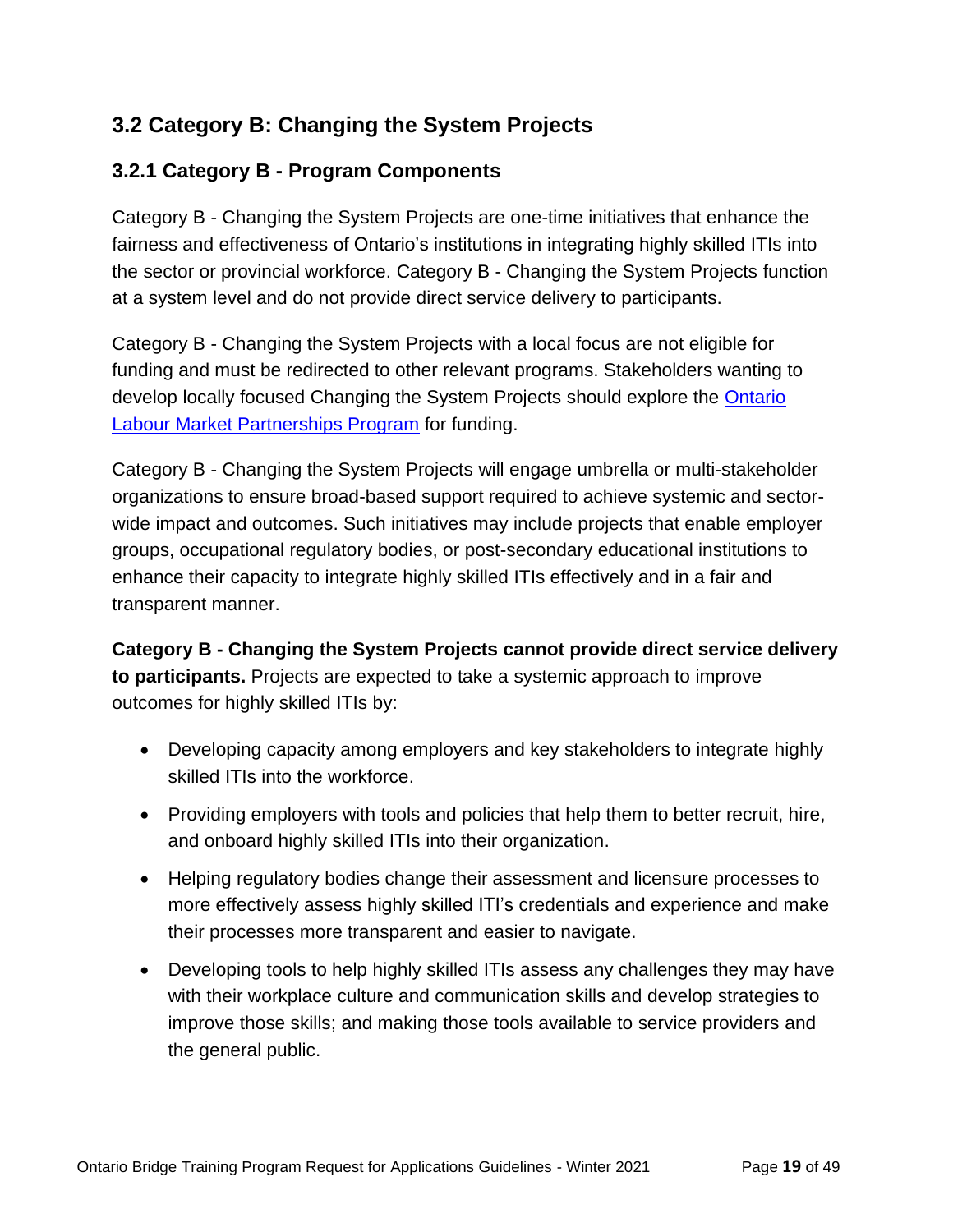## 3.2 Category B: Changing the System Projects

### 3.2.1 Category B - Program Components

Category B - Changing the System Projects are one-time initiatives that enhance the fairness and effectiveness of Ontario's institutions in integrating highly skilled ITIs into the sector or provincial workforce. Category B - Changing the System Projects function at a system level and do not provide direct service delivery to participants.

Category B - Changing the System Projects with a local focus are not eligible for funding and must be redirected to other relevant programs. Stakeholders wanting to develop locally focused Changing the System Projects should explore the Ontario Labour Market Partnerships Program for funding.

Category B - Changing the System Projects will engage umbrella or multi-stakeholder organizations to ensure broad-based support required to achieve systemic and sector-wide impact and outcomes. Such initiatives may include projects that enable employer groups, occupational regulatory bodies, or post-secondary educational institutions to enhance their capacity to integrate highly skilled ITIs effectively and in a fair and transparent manner.

**Category B - Changing the System Projects cannot provide direct service delivery to participants.** Projects are expected to take a systemic approach to improve outcomes for highly skilled ITIs by:

- Developing capacity among employers and key stakeholders to integrate highly skilled ITIs into the workforce.
- Providing employers with tools and policies that help them to better recruit, hire, and onboard highly skilled ITIs into their organization.
- Helping regulatory bodies change their assessment and licensure processes to more effectively assess highly skilled ITI's credentials and experience and make their processes more transparent and easier to navigate.
- Developing tools to help highly skilled ITIs assess any challenges they may have with their workplace culture and communication skills and develop strategies to improve those skills; and making those tools available to service providers and the general public.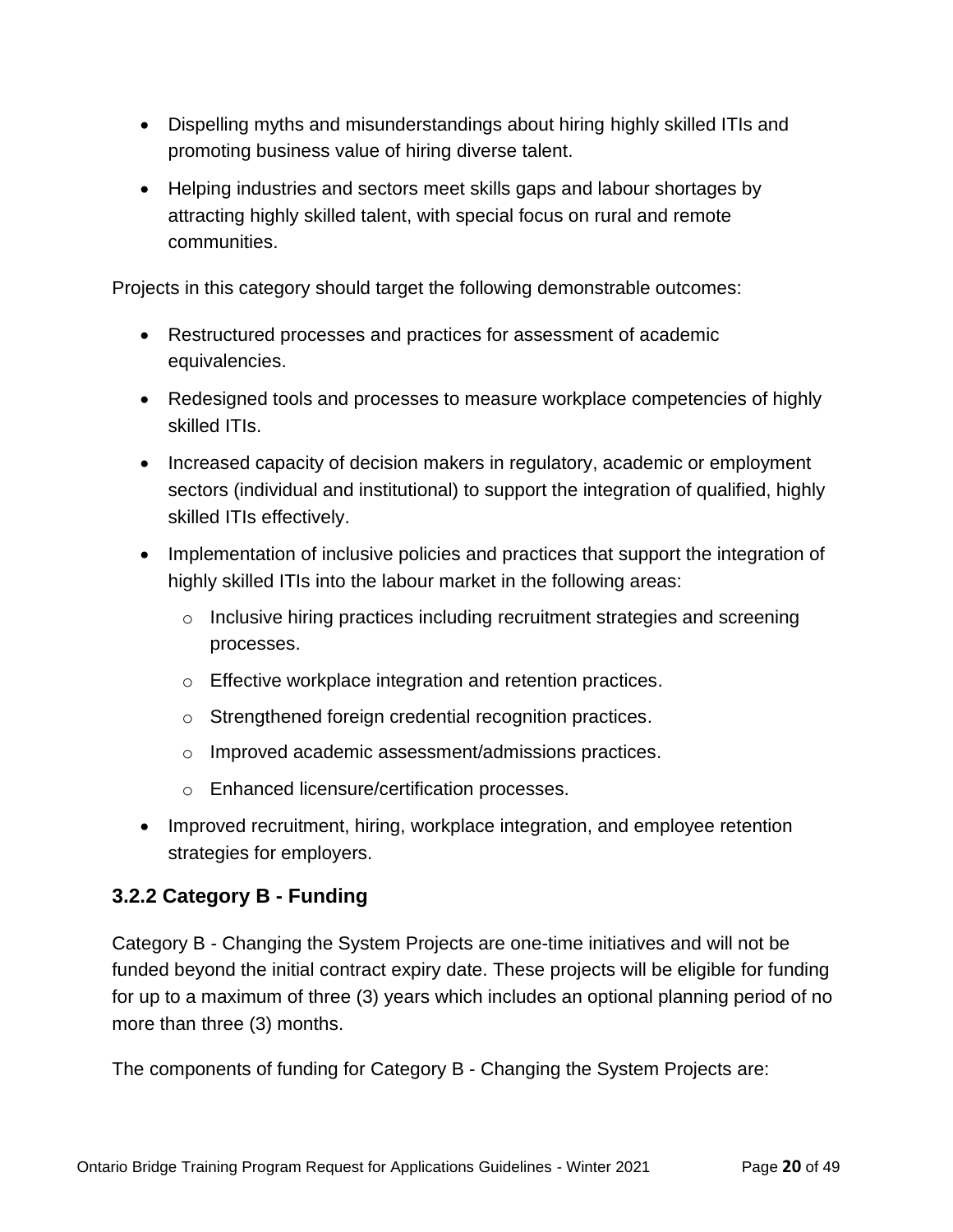- Dispelling myths and misunderstandings about hiring highly skilled ITIs and promoting business value of hiring diverse talent.
- Helping industries and sectors meet skills gaps and labour shortages by attracting highly skilled talent, with special focus on rural and remote communities.

Projects in this category should target the following demonstrable outcomes:

- Restructured processes and practices for assessment of academic equivalencies.
- Redesigned tools and processes to measure workplace competencies of highly skilled ITIs.
- Increased capacity of decision makers in regulatory, academic or employment sectors (individual and institutional) to support the integration of qualified, highly skilled ITIs effectively.
- Implementation of inclusive policies and practices that support the integration of highly skilled ITIs into the labour market in the following areas:
  - Inclusive hiring practices including recruitment strategies and screening processes.
  - Effective workplace integration and retention practices.
  - Strengthened foreign credential recognition practices.
  - Improved academic assessment/admissions practices.
  - Enhanced licensure/certification processes.
- Improved recruitment, hiring, workplace integration, and employee retention strategies for employers.

### 3.2.2 Category B - Funding

Category B - Changing the System Projects are one-time initiatives and will not be funded beyond the initial contract expiry date. These projects will be eligible for funding for up to a maximum of three (3) years which includes an optional planning period of no more than three (3) months.

The components of funding for Category B - Changing the System Projects are: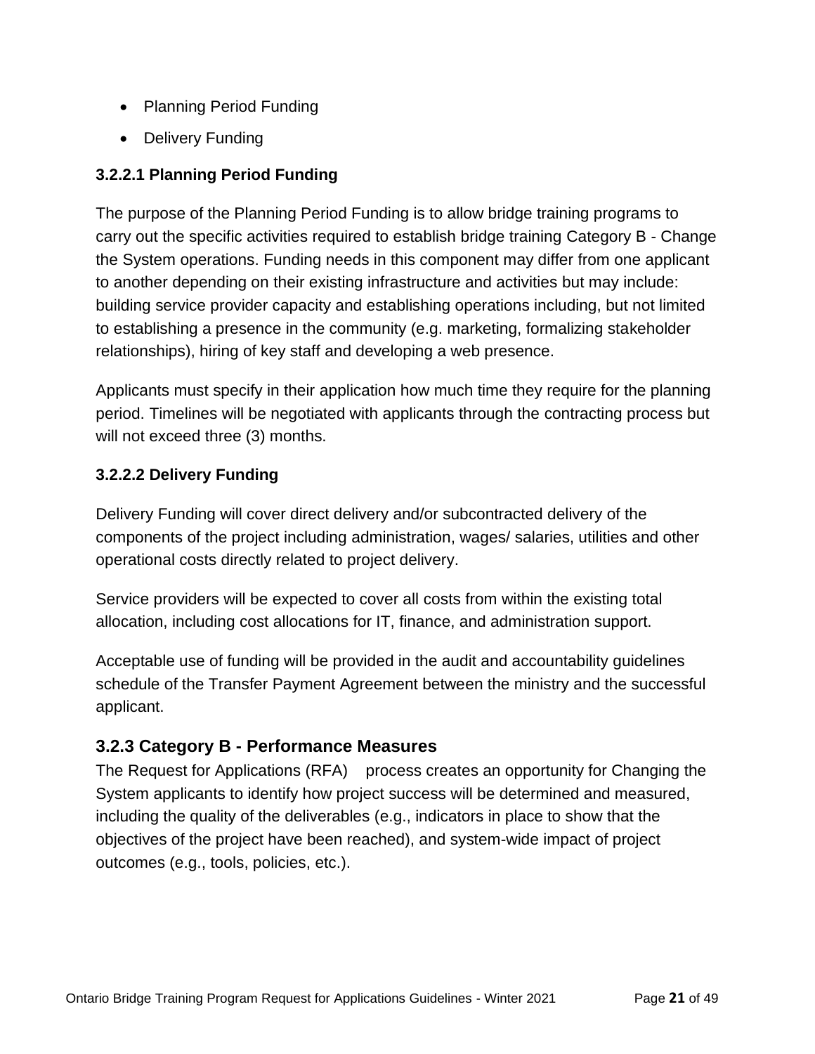- Planning Period Funding
- Delivery Funding

#### 3.2.2.1 Planning Period Funding

The purpose of the Planning Period Funding is to allow bridge training programs to carry out the specific activities required to establish bridge training Category B - Change the System operations. Funding needs in this component may differ from one applicant to another depending on their existing infrastructure and activities but may include: building service provider capacity and establishing operations including, but not limited to establishing a presence in the community (e.g. marketing, formalizing stakeholder relationships), hiring of key staff and developing a web presence.

Applicants must specify in their application how much time they require for the planning period. Timelines will be negotiated with applicants through the contracting process but will not exceed three (3) months.

#### 3.2.2.2 Delivery Funding

Delivery Funding will cover direct delivery and/or subcontracted delivery of the components of the project including administration, wages/ salaries, utilities and other operational costs directly related to project delivery.

Service providers will be expected to cover all costs from within the existing total allocation, including cost allocations for IT, finance, and administration support.

Acceptable use of funding will be provided in the audit and accountability guidelines schedule of the Transfer Payment Agreement between the ministry and the successful applicant.

### 3.2.3 Category B - Performance Measures

The Request for Applications (RFA) process creates an opportunity for Changing the System applicants to identify how project success will be determined and measured, including the quality of the deliverables (e.g., indicators in place to show that the objectives of the project have been reached), and system-wide impact of project outcomes (e.g., tools, policies, etc.).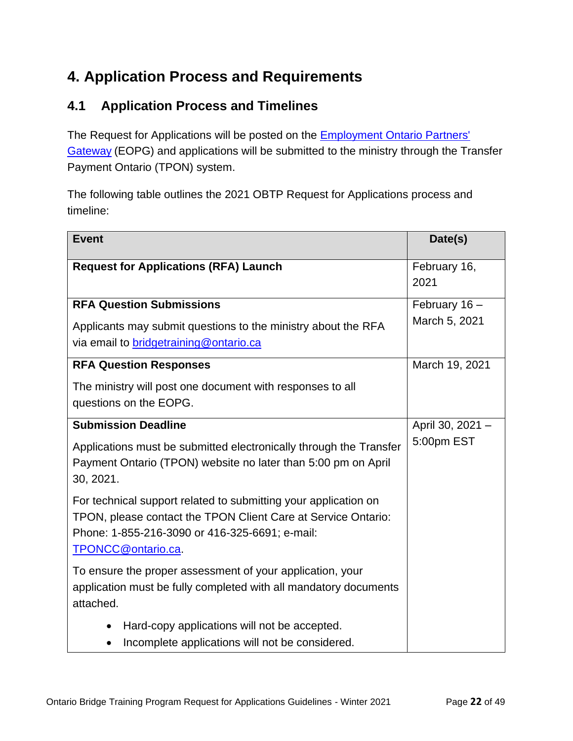# 4. Application Process and Requirements

## 4.1 Application Process and Timelines

The Request for Applications will be posted on the Employment Ontario Partners' Gateway (EOPG) and applications will be submitted to the ministry through the Transfer Payment Ontario (TPON) system.

The following table outlines the 2021 OBTP Request for Applications process and timeline:

| Event | Date(s) |
| --- | --- |
| **Request for Applications (RFA) Launch** | February 16, 2021 |
| **RFA Question Submissions**<br><br>Applicants may submit questions to the ministry about the RFA via email to bridgetraining@ontario.ca | February 16 – March 5, 2021 |
| **RFA Question Responses**<br><br>The ministry will post one document with responses to all questions on the EOPG. | March 19, 2021 |
| **Submission Deadline**<br><br>Applications must be submitted electronically through the Transfer Payment Ontario (TPON) website no later than 5:00 pm on April 30, 2021.<br><br>For technical support related to submitting your application on TPON, please contact the TPON Client Care at Service Ontario: Phone: 1-855-216-3090 or 416-325-6691; e-mail: TPONCC@ontario.ca.<br><br>To ensure the proper assessment of your application, your application must be fully completed with all mandatory documents attached.<br><br>• Hard-copy applications will not be accepted.<br>• Incomplete applications will not be considered. | April 30, 2021 – 5:00pm EST |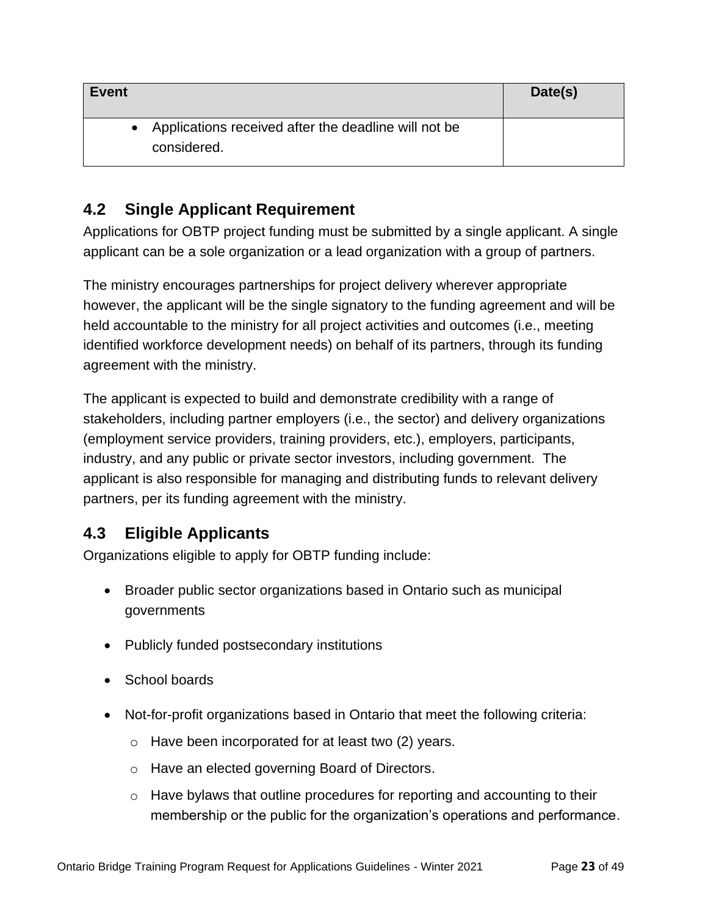| Event | Date(s) |
| --- | --- |
| • Applications received after the deadline will not be considered. | |

## 4.2 Single Applicant Requirement

Applications for OBTP project funding must be submitted by a single applicant. A single applicant can be a sole organization or a lead organization with a group of partners.

The ministry encourages partnerships for project delivery wherever appropriate however, the applicant will be the single signatory to the funding agreement and will be held accountable to the ministry for all project activities and outcomes (i.e., meeting identified workforce development needs) on behalf of its partners, through its funding agreement with the ministry.

The applicant is expected to build and demonstrate credibility with a range of stakeholders, including partner employers (i.e., the sector) and delivery organizations (employment service providers, training providers, etc.), employers, participants, industry, and any public or private sector investors, including government. The applicant is also responsible for managing and distributing funds to relevant delivery partners, per its funding agreement with the ministry.

## 4.3 Eligible Applicants

Organizations eligible to apply for OBTP funding include:

- Broader public sector organizations based in Ontario such as municipal governments
- Publicly funded postsecondary institutions
- School boards
- Not-for-profit organizations based in Ontario that meet the following criteria:
  - Have been incorporated for at least two (2) years.
  - Have an elected governing Board of Directors.
  - Have bylaws that outline procedures for reporting and accounting to their membership or the public for the organization's operations and performance.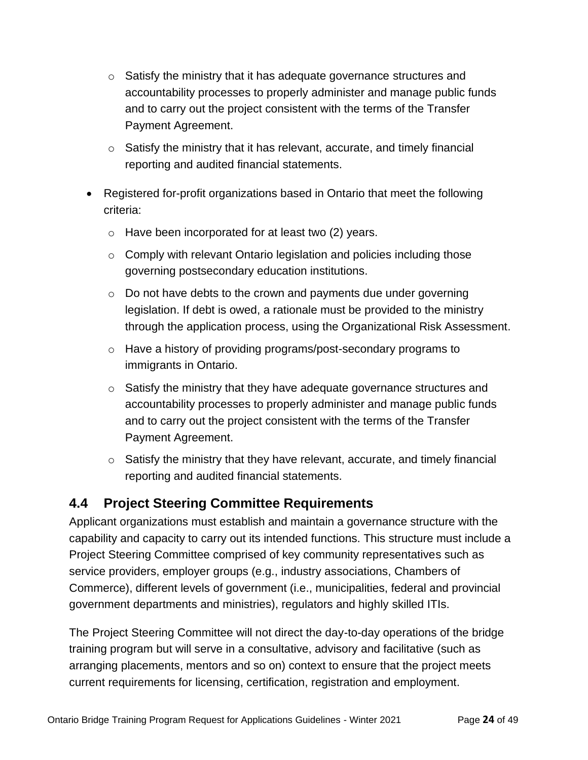- Satisfy the ministry that it has adequate governance structures and accountability processes to properly administer and manage public funds and to carry out the project consistent with the terms of the Transfer Payment Agreement.
   - Satisfy the ministry that it has relevant, accurate, and timely financial reporting and audited financial statements.

- Registered for-profit organizations based in Ontario that meet the following criteria:
   - Have been incorporated for at least two (2) years.
   - Comply with relevant Ontario legislation and policies including those governing postsecondary education institutions.
   - Do not have debts to the crown and payments due under governing legislation. If debt is owed, a rationale must be provided to the ministry through the application process, using the Organizational Risk Assessment.
   - Have a history of providing programs/post-secondary programs to immigrants in Ontario.
   - Satisfy the ministry that they have adequate governance structures and accountability processes to properly administer and manage public funds and to carry out the project consistent with the terms of the Transfer Payment Agreement.
   - Satisfy the ministry that they have relevant, accurate, and timely financial reporting and audited financial statements.

## 4.4 Project Steering Committee Requirements

Applicant organizations must establish and maintain a governance structure with the capability and capacity to carry out its intended functions. This structure must include a Project Steering Committee comprised of key community representatives such as service providers, employer groups (e.g., industry associations, Chambers of Commerce), different levels of government (i.e., municipalities, federal and provincial government departments and ministries), regulators and highly skilled ITIs.

The Project Steering Committee will not direct the day-to-day operations of the bridge training program but will serve in a consultative, advisory and facilitative (such as arranging placements, mentors and so on) context to ensure that the project meets current requirements for licensing, certification, registration and employment.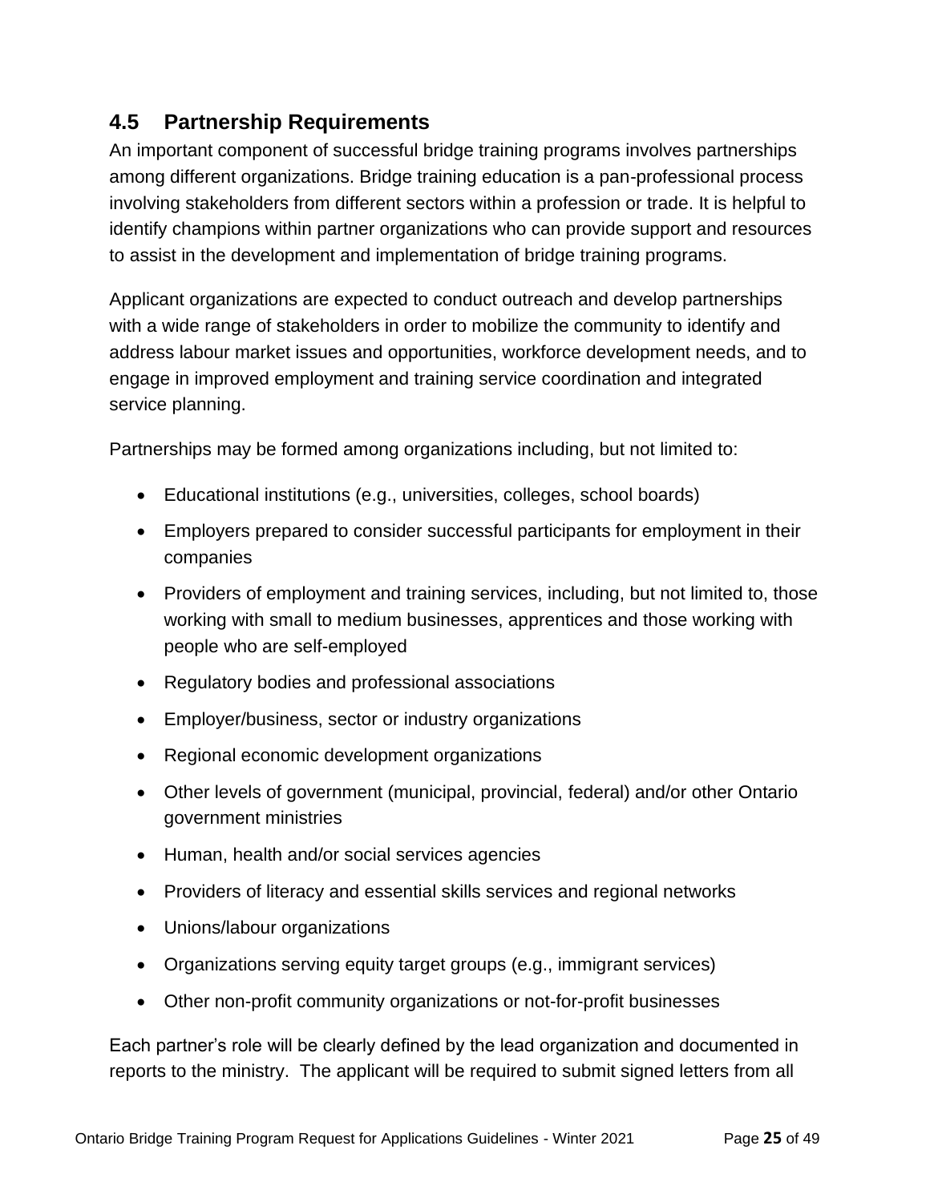## 4.5 Partnership Requirements

An important component of successful bridge training programs involves partnerships among different organizations. Bridge training education is a pan-professional process involving stakeholders from different sectors within a profession or trade. It is helpful to identify champions within partner organizations who can provide support and resources to assist in the development and implementation of bridge training programs.

Applicant organizations are expected to conduct outreach and develop partnerships with a wide range of stakeholders in order to mobilize the community to identify and address labour market issues and opportunities, workforce development needs, and to engage in improved employment and training service coordination and integrated service planning.

Partnerships may be formed among organizations including, but not limited to:

- Educational institutions (e.g., universities, colleges, school boards)
- Employers prepared to consider successful participants for employment in their companies
- Providers of employment and training services, including, but not limited to, those working with small to medium businesses, apprentices and those working with people who are self-employed
- Regulatory bodies and professional associations
- Employer/business, sector or industry organizations
- Regional economic development organizations
- Other levels of government (municipal, provincial, federal) and/or other Ontario government ministries
- Human, health and/or social services agencies
- Providers of literacy and essential skills services and regional networks
- Unions/labour organizations
- Organizations serving equity target groups (e.g., immigrant services)
- Other non-profit community organizations or not-for-profit businesses

Each partner's role will be clearly defined by the lead organization and documented in reports to the ministry. The applicant will be required to submit signed letters from all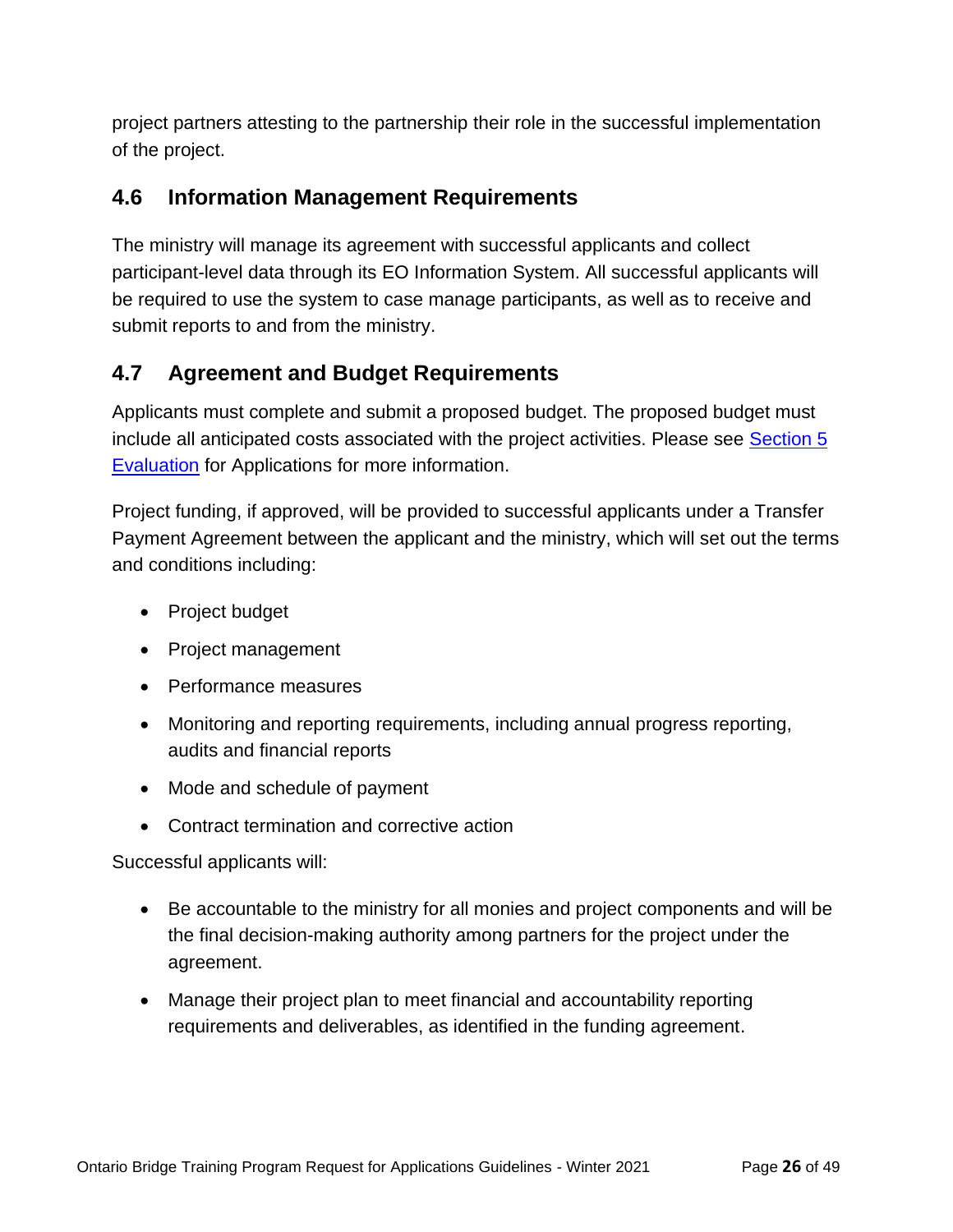project partners attesting to the partnership their role in the successful implementation of the project.

## 4.6 Information Management Requirements

The ministry will manage its agreement with successful applicants and collect participant-level data through its EO Information System. All successful applicants will be required to use the system to case manage participants, as well as to receive and submit reports to and from the ministry.

## 4.7 Agreement and Budget Requirements

Applicants must complete and submit a proposed budget. The proposed budget must include all anticipated costs associated with the project activities. Please see [Section 5 Evaluation] for Applications for more information.

Project funding, if approved, will be provided to successful applicants under a Transfer Payment Agreement between the applicant and the ministry, which will set out the terms and conditions including:

- Project budget
- Project management
- Performance measures
- Monitoring and reporting requirements, including annual progress reporting, audits and financial reports
- Mode and schedule of payment
- Contract termination and corrective action

Successful applicants will:

- Be accountable to the ministry for all monies and project components and will be the final decision-making authority among partners for the project under the agreement.
- Manage their project plan to meet financial and accountability reporting requirements and deliverables, as identified in the funding agreement.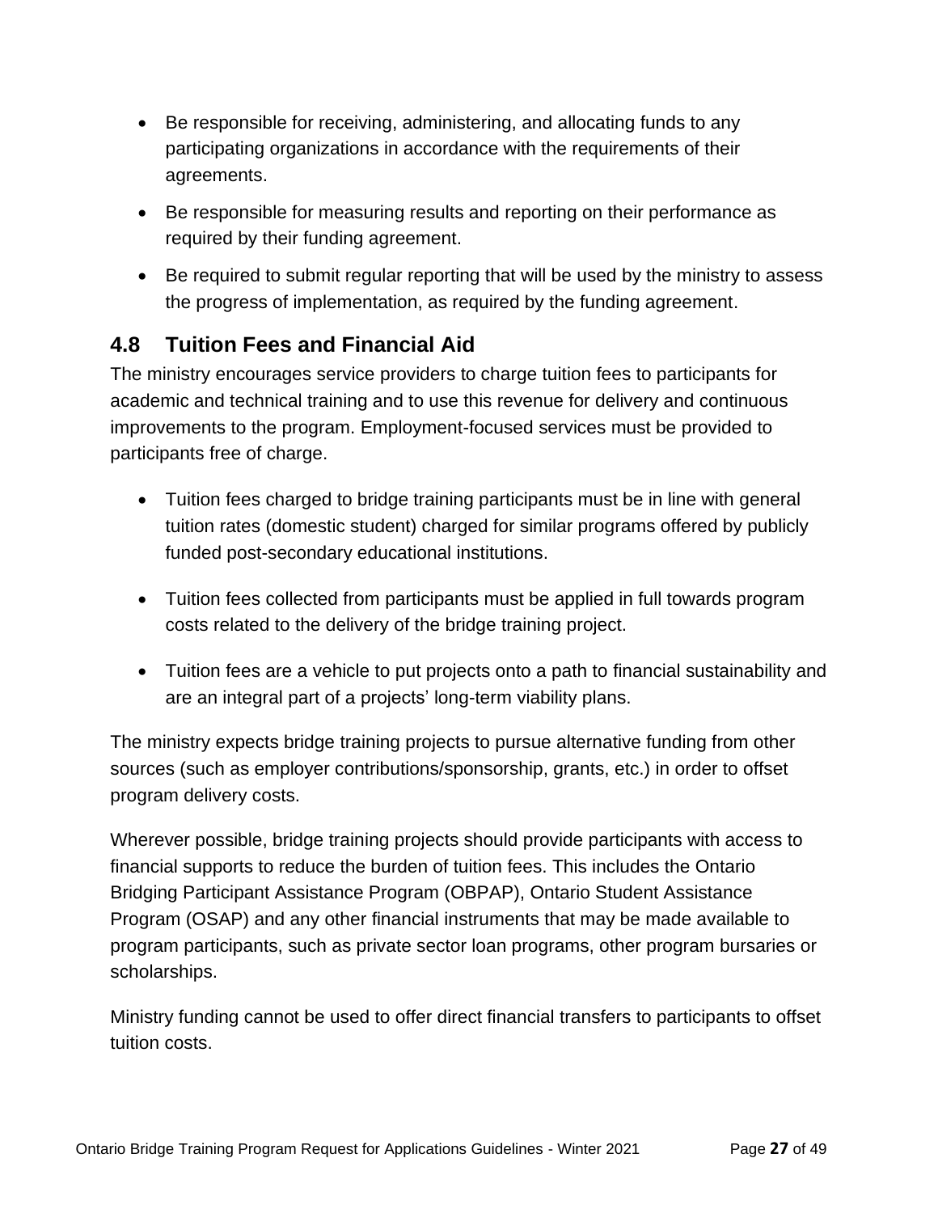- Be responsible for receiving, administering, and allocating funds to any participating organizations in accordance with the requirements of their agreements.
- Be responsible for measuring results and reporting on their performance as required by their funding agreement.
- Be required to submit regular reporting that will be used by the ministry to assess the progress of implementation, as required by the funding agreement.

## 4.8 Tuition Fees and Financial Aid

The ministry encourages service providers to charge tuition fees to participants for academic and technical training and to use this revenue for delivery and continuous improvements to the program. Employment-focused services must be provided to participants free of charge.

- Tuition fees charged to bridge training participants must be in line with general tuition rates (domestic student) charged for similar programs offered by publicly funded post-secondary educational institutions.
- Tuition fees collected from participants must be applied in full towards program costs related to the delivery of the bridge training project.
- Tuition fees are a vehicle to put projects onto a path to financial sustainability and are an integral part of a projects' long-term viability plans.

The ministry expects bridge training projects to pursue alternative funding from other sources (such as employer contributions/sponsorship, grants, etc.) in order to offset program delivery costs.

Wherever possible, bridge training projects should provide participants with access to financial supports to reduce the burden of tuition fees. This includes the Ontario Bridging Participant Assistance Program (OBPAP), Ontario Student Assistance Program (OSAP) and any other financial instruments that may be made available to program participants, such as private sector loan programs, other program bursaries or scholarships.

Ministry funding cannot be used to offer direct financial transfers to participants to offset tuition costs.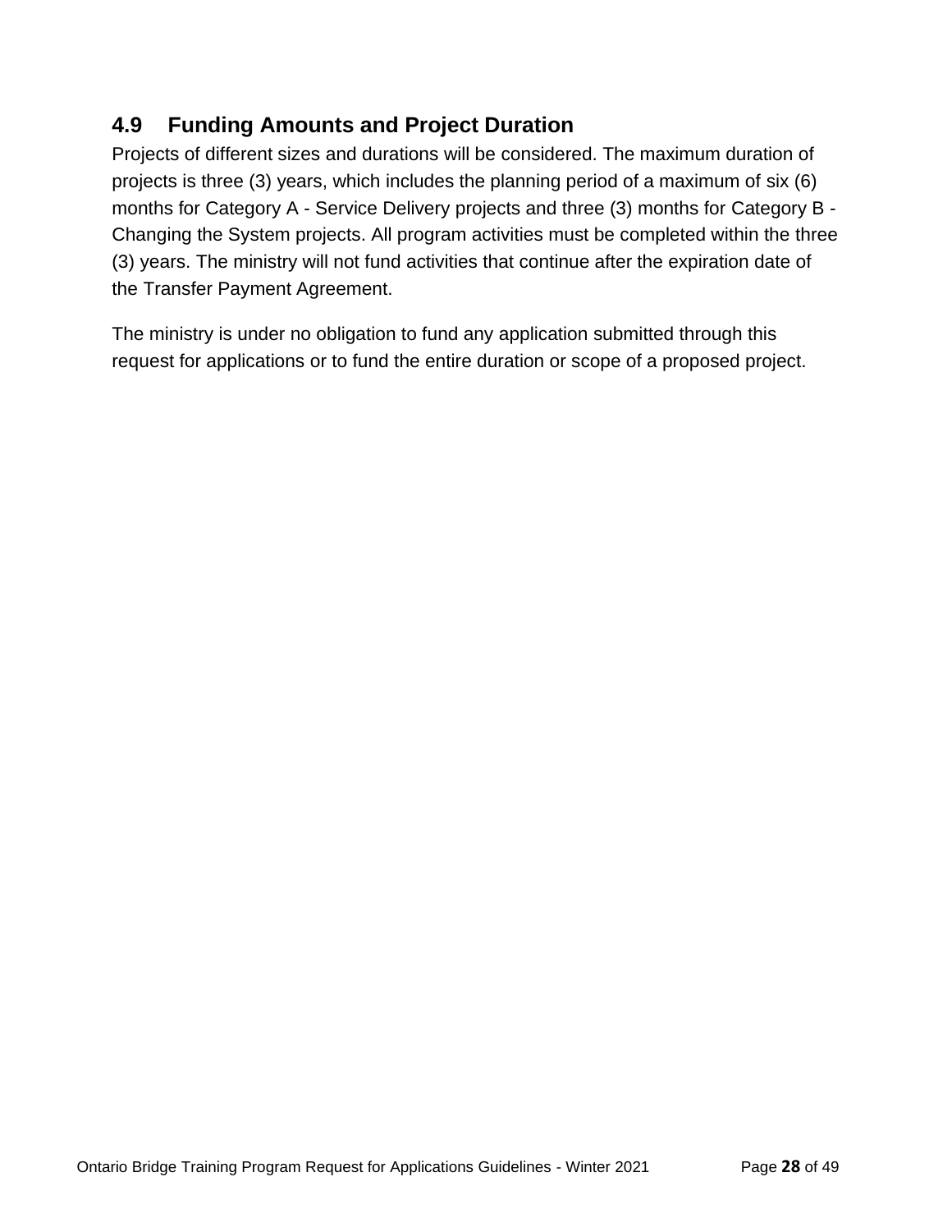### 4.9 Funding Amounts and Project Duration

Projects of different sizes and durations will be considered. The maximum duration of projects is three (3) years, which includes the planning period of a maximum of six (6) months for Category A - Service Delivery projects and three (3) months for Category B - Changing the System projects. All program activities must be completed within the three (3) years. The ministry will not fund activities that continue after the expiration date of the Transfer Payment Agreement.

The ministry is under no obligation to fund any application submitted through this request for applications or to fund the entire duration or scope of a proposed project.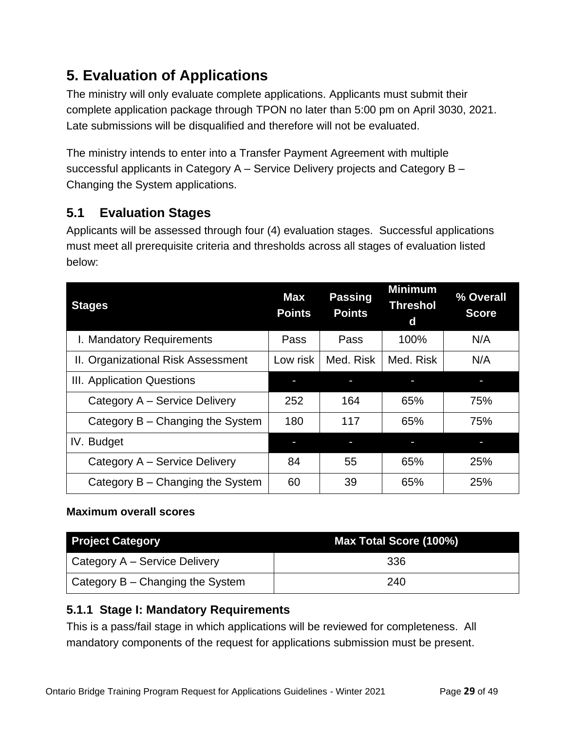# 5. Evaluation of Applications

The ministry will only evaluate complete applications. Applicants must submit their complete application package through TPON no later than 5:00 pm on April 3030, 2021. Late submissions will be disqualified and therefore will not be evaluated.

The ministry intends to enter into a Transfer Payment Agreement with multiple successful applicants in Category A – Service Delivery projects and Category B – Changing the System applications.

## 5.1 Evaluation Stages

Applicants will be assessed through four (4) evaluation stages. Successful applications must meet all prerequisite criteria and thresholds across all stages of evaluation listed below:

| Stages | Max Points | Passing Points | Minimum Threshold | % Overall Score |
|---|---|---|---|---|
| I. Mandatory Requirements | Pass | Pass | 100% | N/A |
| II. Organizational Risk Assessment | Low risk | Med. Risk | Med. Risk | N/A |
| III. Application Questions | - | - | - | - |
| Category A – Service Delivery | 252 | 164 | 65% | 75% |
| Category B – Changing the System | 180 | 117 | 65% | 75% |
| IV. Budget | - | - | - | - |
| Category A – Service Delivery | 84 | 55 | 65% | 25% |
| Category B – Changing the System | 60 | 39 | 65% | 25% |

**Maximum overall scores**

| Project Category | Max Total Score (100%) |
|---|---|
| Category A – Service Delivery | 336 |
| Category B – Changing the System | 240 |

### 5.1.1 Stage I: Mandatory Requirements

This is a pass/fail stage in which applications will be reviewed for completeness. All mandatory components of the request for applications submission must be present.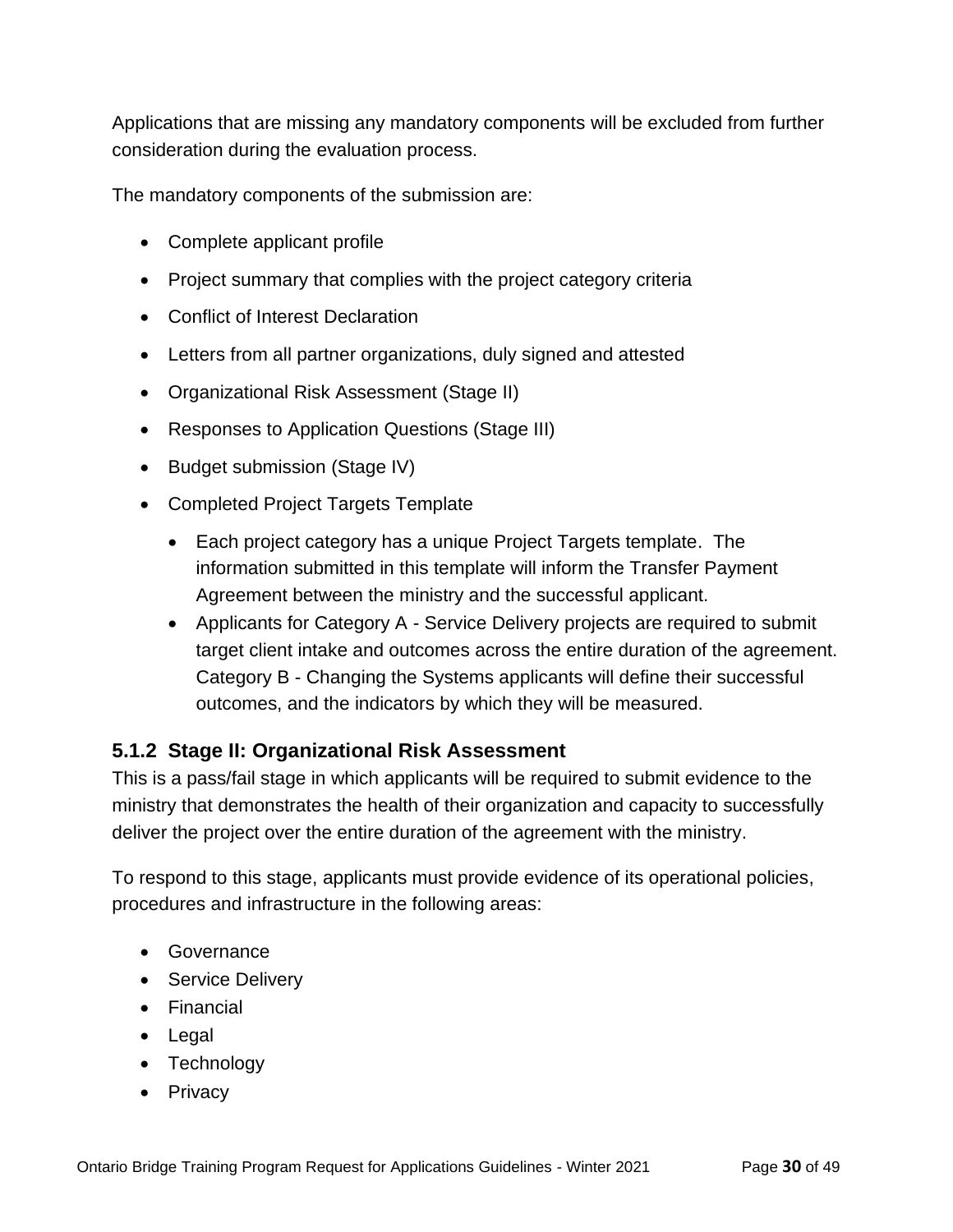Applications that are missing any mandatory components will be excluded from further consideration during the evaluation process.

The mandatory components of the submission are:

- Complete applicant profile
- Project summary that complies with the project category criteria
- Conflict of Interest Declaration
- Letters from all partner organizations, duly signed and attested
- Organizational Risk Assessment (Stage II)
- Responses to Application Questions (Stage III)
- Budget submission (Stage IV)
- Completed Project Targets Template
  - Each project category has a unique Project Targets template. The information submitted in this template will inform the Transfer Payment Agreement between the ministry and the successful applicant.
  - Applicants for Category A - Service Delivery projects are required to submit target client intake and outcomes across the entire duration of the agreement. Category B - Changing the Systems applicants will define their successful outcomes, and the indicators by which they will be measured.

### 5.1.2 Stage II: Organizational Risk Assessment

This is a pass/fail stage in which applicants will be required to submit evidence to the ministry that demonstrates the health of their organization and capacity to successfully deliver the project over the entire duration of the agreement with the ministry.

To respond to this stage, applicants must provide evidence of its operational policies, procedures and infrastructure in the following areas:

- Governance
- Service Delivery
- Financial
- Legal
- Technology
- Privacy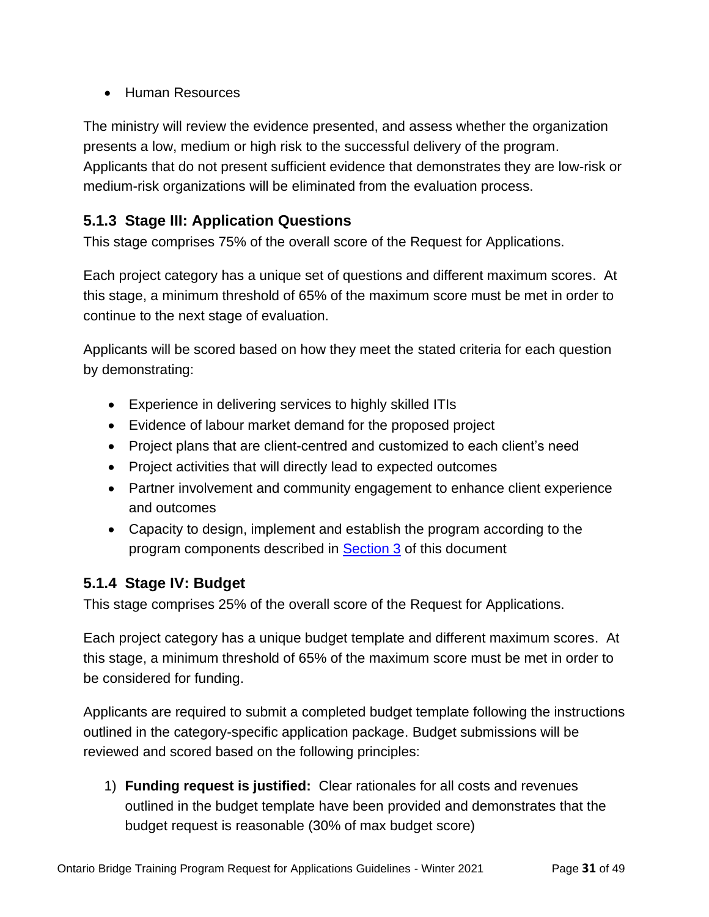- Human Resources

The ministry will review the evidence presented, and assess whether the organization presents a low, medium or high risk to the successful delivery of the program. Applicants that do not present sufficient evidence that demonstrates they are low-risk or medium-risk organizations will be eliminated from the evaluation process.

### 5.1.3 Stage III: Application Questions

This stage comprises 75% of the overall score of the Request for Applications.

Each project category has a unique set of questions and different maximum scores. At this stage, a minimum threshold of 65% of the maximum score must be met in order to continue to the next stage of evaluation.

Applicants will be scored based on how they meet the stated criteria for each question by demonstrating:

- Experience in delivering services to highly skilled ITIs
- Evidence of labour market demand for the proposed project
- Project plans that are client-centred and customized to each client's need
- Project activities that will directly lead to expected outcomes
- Partner involvement and community engagement to enhance client experience and outcomes
- Capacity to design, implement and establish the program according to the program components described in Section 3 of this document

### 5.1.4 Stage IV: Budget

This stage comprises 25% of the overall score of the Request for Applications.

Each project category has a unique budget template and different maximum scores. At this stage, a minimum threshold of 65% of the maximum score must be met in order to be considered for funding.

Applicants are required to submit a completed budget template following the instructions outlined in the category-specific application package. Budget submissions will be reviewed and scored based on the following principles:

1) **Funding request is justified:** Clear rationales for all costs and revenues outlined in the budget template have been provided and demonstrates that the budget request is reasonable (30% of max budget score)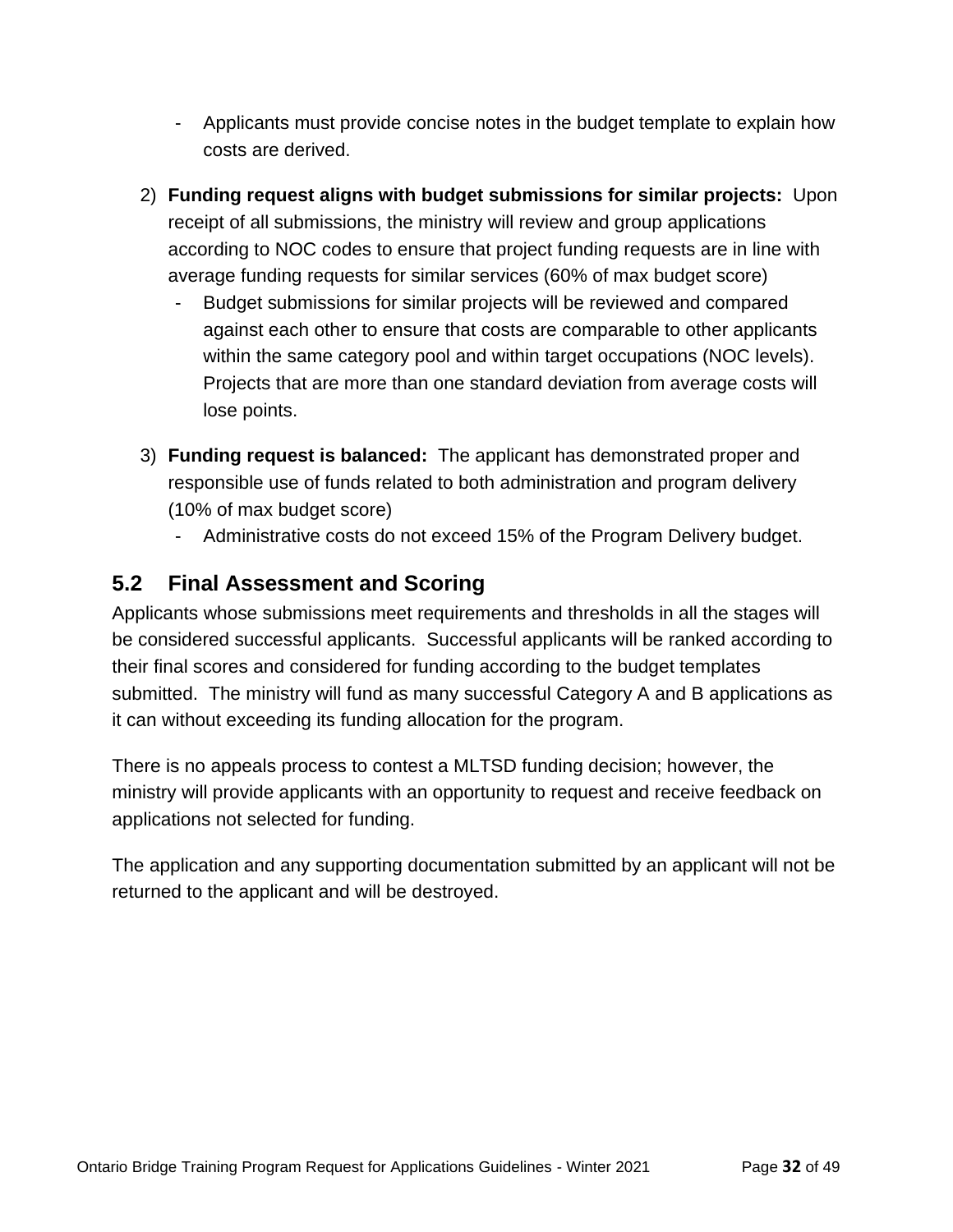- Applicants must provide concise notes in the budget template to explain how costs are derived.

2) **Funding request aligns with budget submissions for similar projects:** Upon receipt of all submissions, the ministry will review and group applications according to NOC codes to ensure that project funding requests are in line with average funding requests for similar services (60% of max budget score)
   - Budget submissions for similar projects will be reviewed and compared against each other to ensure that costs are comparable to other applicants within the same category pool and within target occupations (NOC levels). Projects that are more than one standard deviation from average costs will lose points.

3) **Funding request is balanced:** The applicant has demonstrated proper and responsible use of funds related to both administration and program delivery (10% of max budget score)
   - Administrative costs do not exceed 15% of the Program Delivery budget.

## 5.2 Final Assessment and Scoring

Applicants whose submissions meet requirements and thresholds in all the stages will be considered successful applicants. Successful applicants will be ranked according to their final scores and considered for funding according to the budget templates submitted. The ministry will fund as many successful Category A and B applications as it can without exceeding its funding allocation for the program.

There is no appeals process to contest a MLTSD funding decision; however, the ministry will provide applicants with an opportunity to request and receive feedback on applications not selected for funding.

The application and any supporting documentation submitted by an applicant will not be returned to the applicant and will be destroyed.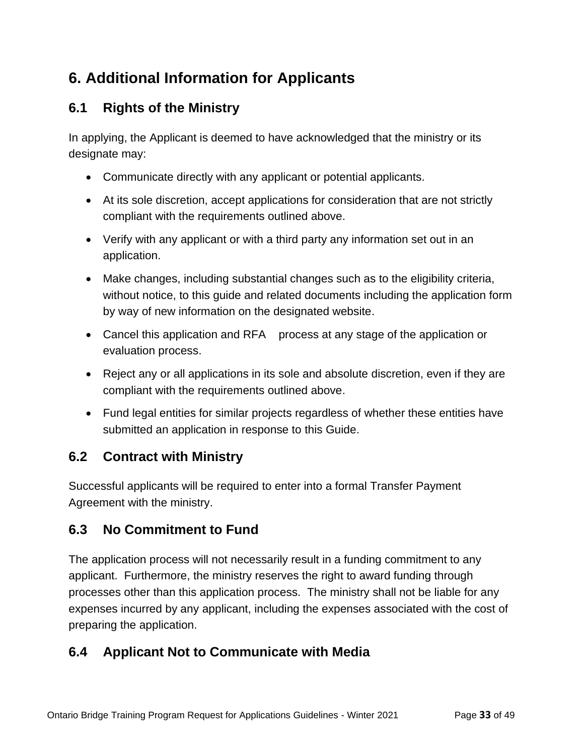# 6. Additional Information for Applicants

## 6.1 Rights of the Ministry

In applying, the Applicant is deemed to have acknowledged that the ministry or its designate may:

- Communicate directly with any applicant or potential applicants.
- At its sole discretion, accept applications for consideration that are not strictly compliant with the requirements outlined above.
- Verify with any applicant or with a third party any information set out in an application.
- Make changes, including substantial changes such as to the eligibility criteria, without notice, to this guide and related documents including the application form by way of new information on the designated website.
- Cancel this application and RFA process at any stage of the application or evaluation process.
- Reject any or all applications in its sole and absolute discretion, even if they are compliant with the requirements outlined above.
- Fund legal entities for similar projects regardless of whether these entities have submitted an application in response to this Guide.

## 6.2 Contract with Ministry

Successful applicants will be required to enter into a formal Transfer Payment Agreement with the ministry.

## 6.3 No Commitment to Fund

The application process will not necessarily result in a funding commitment to any applicant. Furthermore, the ministry reserves the right to award funding through processes other than this application process. The ministry shall not be liable for any expenses incurred by any applicant, including the expenses associated with the cost of preparing the application.

## 6.4 Applicant Not to Communicate with Media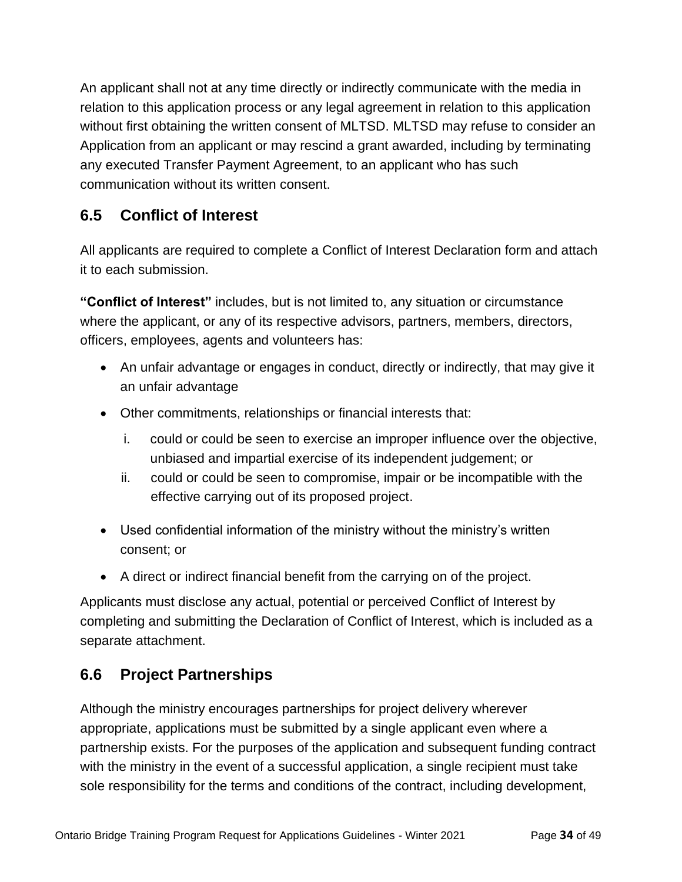An applicant shall not at any time directly or indirectly communicate with the media in relation to this application process or any legal agreement in relation to this application without first obtaining the written consent of MLTSD. MLTSD may refuse to consider an Application from an applicant or may rescind a grant awarded, including by terminating any executed Transfer Payment Agreement, to an applicant who has such communication without its written consent.

## 6.5 Conflict of Interest

All applicants are required to complete a Conflict of Interest Declaration form and attach it to each submission.

**"Conflict of Interest"** includes, but is not limited to, any situation or circumstance where the applicant, or any of its respective advisors, partners, members, directors, officers, employees, agents and volunteers has:

- An unfair advantage or engages in conduct, directly or indirectly, that may give it an unfair advantage
- Other commitments, relationships or financial interests that:
  - i. could or could be seen to exercise an improper influence over the objective, unbiased and impartial exercise of its independent judgement; or
  - ii. could or could be seen to compromise, impair or be incompatible with the effective carrying out of its proposed project.
- Used confidential information of the ministry without the ministry's written consent; or
- A direct or indirect financial benefit from the carrying on of the project.

Applicants must disclose any actual, potential or perceived Conflict of Interest by completing and submitting the Declaration of Conflict of Interest, which is included as a separate attachment.

## 6.6 Project Partnerships

Although the ministry encourages partnerships for project delivery wherever appropriate, applications must be submitted by a single applicant even where a partnership exists. For the purposes of the application and subsequent funding contract with the ministry in the event of a successful application, a single recipient must take sole responsibility for the terms and conditions of the contract, including development,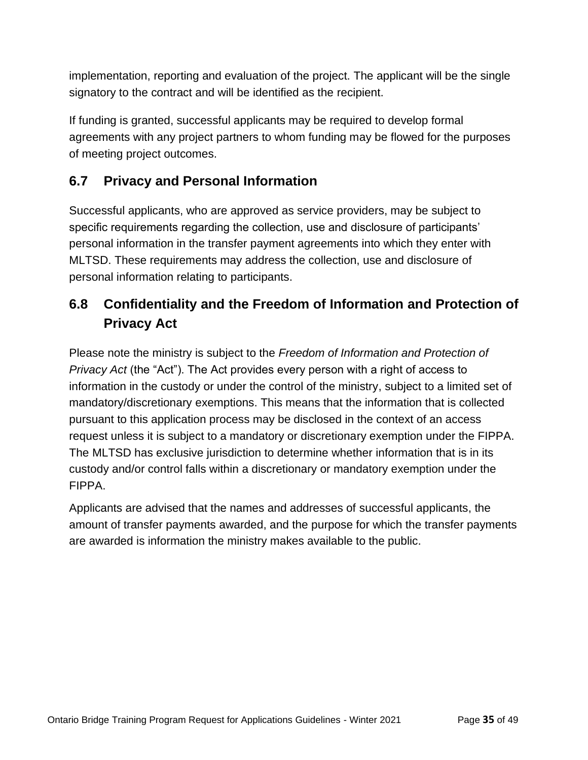implementation, reporting and evaluation of the project. The applicant will be the single signatory to the contract and will be identified as the recipient.

If funding is granted, successful applicants may be required to develop formal agreements with any project partners to whom funding may be flowed for the purposes of meeting project outcomes.

## 6.7 Privacy and Personal Information

Successful applicants, who are approved as service providers, may be subject to specific requirements regarding the collection, use and disclosure of participants' personal information in the transfer payment agreements into which they enter with MLTSD. These requirements may address the collection, use and disclosure of personal information relating to participants.

## 6.8 Confidentiality and the Freedom of Information and Protection of Privacy Act

Please note the ministry is subject to the *Freedom of Information and Protection of Privacy Act* (the "Act"). The Act provides every person with a right of access to information in the custody or under the control of the ministry, subject to a limited set of mandatory/discretionary exemptions. This means that the information that is collected pursuant to this application process may be disclosed in the context of an access request unless it is subject to a mandatory or discretionary exemption under the FIPPA. The MLTSD has exclusive jurisdiction to determine whether information that is in its custody and/or control falls within a discretionary or mandatory exemption under the FIPPA.

Applicants are advised that the names and addresses of successful applicants, the amount of transfer payments awarded, and the purpose for which the transfer payments are awarded is information the ministry makes available to the public.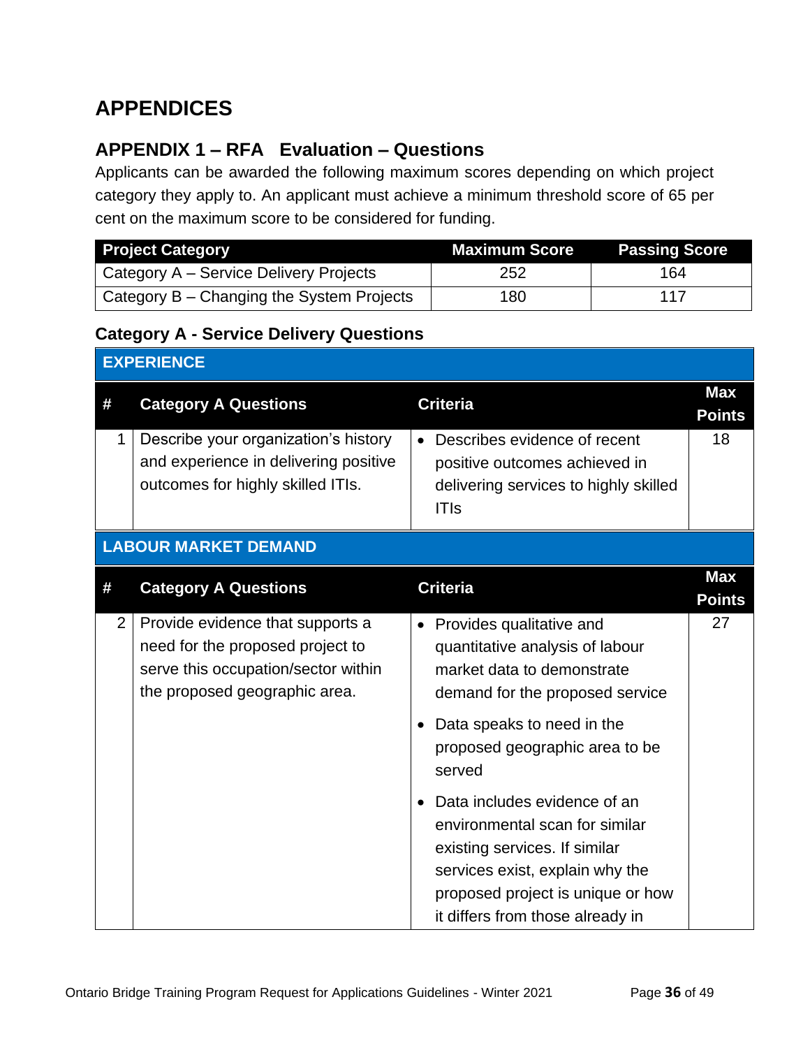# APPENDICES

## APPENDIX 1 – RFA Evaluation – Questions

Applicants can be awarded the following maximum scores depending on which project category they apply to. An applicant must achieve a minimum threshold score of 65 per cent on the maximum score to be considered for funding.

| Project Category | Maximum Score | Passing Score |
|---|---|---|
| Category A – Service Delivery Projects | 252 | 164 |
| Category B – Changing the System Projects | 180 | 117 |

### Category A - Service Delivery Questions

**EXPERIENCE**

| # | Category A Questions | Criteria | Max Points |
|---|---|---|---|
| 1 | Describe your organization's history and experience in delivering positive outcomes for highly skilled ITIs. | • Describes evidence of recent positive outcomes achieved in delivering services to highly skilled ITIs | 18 |

**LABOUR MARKET DEMAND**

| # | Category A Questions | Criteria | Max Points |
|---|---|---|---|
| 2 | Provide evidence that supports a need for the proposed project to serve this occupation/sector within the proposed geographic area. | • Provides qualitative and quantitative analysis of labour market data to demonstrate demand for the proposed service<br>• Data speaks to need in the proposed geographic area to be served<br>• Data includes evidence of an environmental scan for similar existing services. If similar services exist, explain why the proposed project is unique or how it differs from those already in | 27 |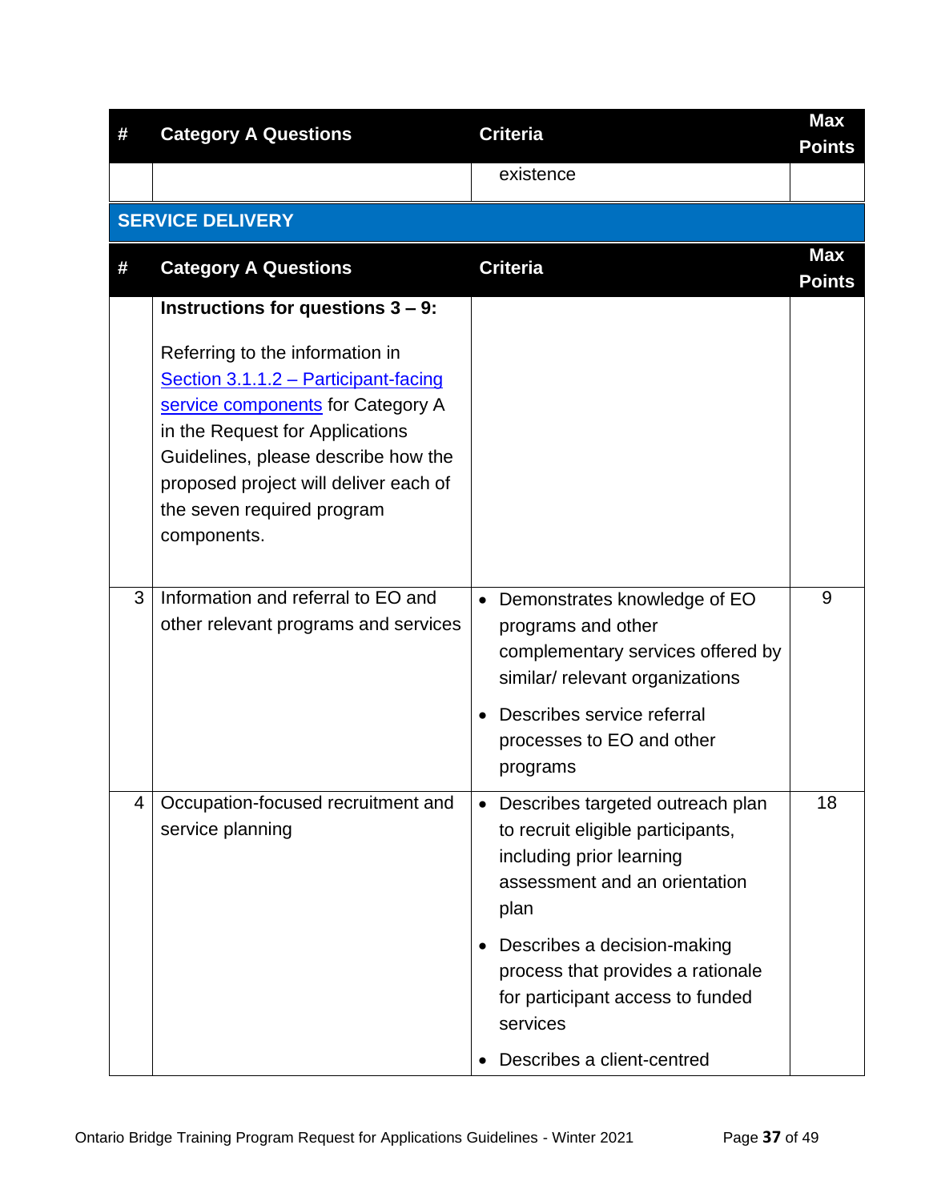| # | Category A Questions | Criteria | Max Points |
|---|---|---|---|
| | | existence | |

## SERVICE DELIVERY

| # | Category A Questions | Criteria | Max Points |
|---|---|---|---|
| | **Instructions for questions 3 – 9:**<br><br>Referring to the information in Section 3.1.1.2 – Participant-facing service components for Category A in the Request for Applications Guidelines, please describe how the proposed project will deliver each of the seven required program components. | | |
| 3 | Information and referral to EO and other relevant programs and services | • Demonstrates knowledge of EO programs and other complementary services offered by similar/ relevant organizations<br>• Describes service referral processes to EO and other programs | 9 |
| 4 | Occupation-focused recruitment and service planning | • Describes targeted outreach plan to recruit eligible participants, including prior learning assessment and an orientation plan<br>• Describes a decision-making process that provides a rationale for participant access to funded services<br>• Describes a client-centred | 18 |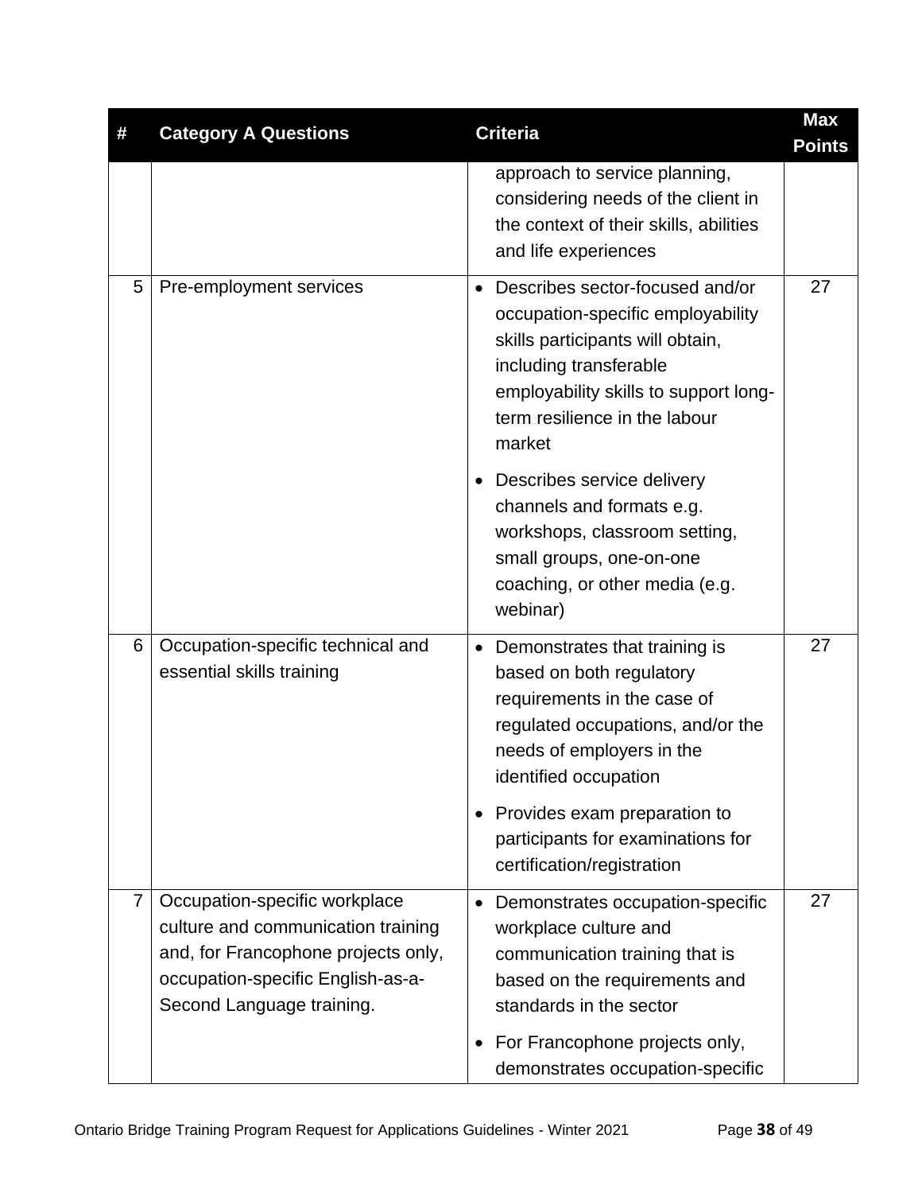| # | Category A Questions | Criteria | Max Points |
|---|---|---|---|
| | | approach to service planning, considering needs of the client in the context of their skills, abilities and life experiences | |
| 5 | Pre-employment services | • Describes sector-focused and/or occupation-specific employability skills participants will obtain, including transferable employability skills to support long-term resilience in the labour market<br>• Describes service delivery channels and formats e.g. workshops, classroom setting, small groups, one-on-one coaching, or other media (e.g. webinar) | 27 |
| 6 | Occupation-specific technical and essential skills training | • Demonstrates that training is based on both regulatory requirements in the case of regulated occupations, and/or the needs of employers in the identified occupation<br>• Provides exam preparation to participants for examinations for certification/registration | 27 |
| 7 | Occupation-specific workplace culture and communication training and, for Francophone projects only, occupation-specific English-as-a-Second Language training. | • Demonstrates occupation-specific workplace culture and communication training that is based on the requirements and standards in the sector<br>• For Francophone projects only, demonstrates occupation-specific | 27 |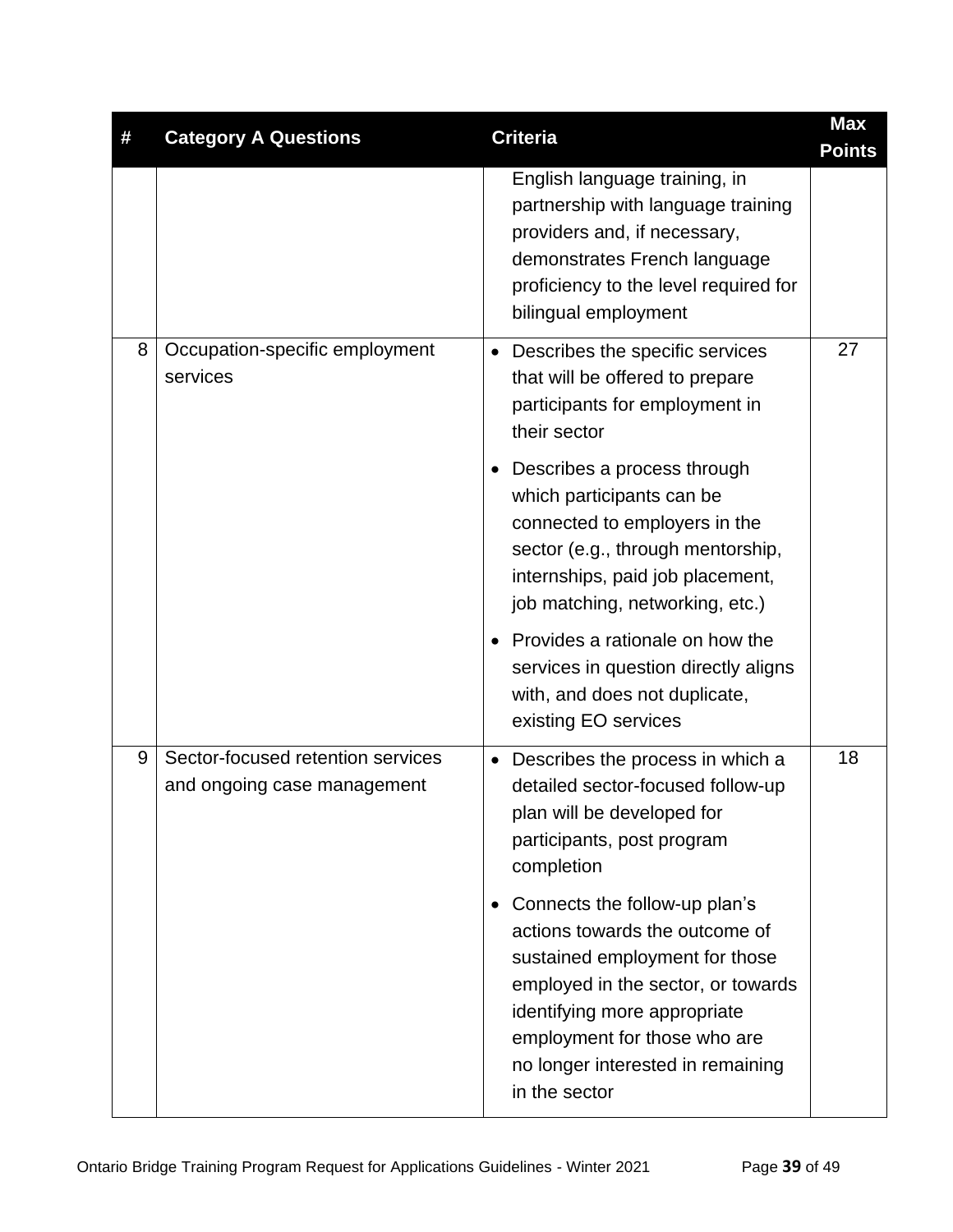| # | Category A Questions | Criteria | Max Points |
|---|---|---|---|
| | | English language training, in partnership with language training providers and, if necessary, demonstrates French language proficiency to the level required for bilingual employment | |
| 8 | Occupation-specific employment services | • Describes the specific services that will be offered to prepare participants for employment in their sector<br>• Describes a process through which participants can be connected to employers in the sector (e.g., through mentorship, internships, paid job placement, job matching, networking, etc.)<br>• Provides a rationale on how the services in question directly aligns with, and does not duplicate, existing EO services | 27 |
| 9 | Sector-focused retention services and ongoing case management | • Describes the process in which a detailed sector-focused follow-up plan will be developed for participants, post program completion<br>• Connects the follow-up plan's actions towards the outcome of sustained employment for those employed in the sector, or towards identifying more appropriate employment for those who are no longer interested in remaining in the sector | 18 |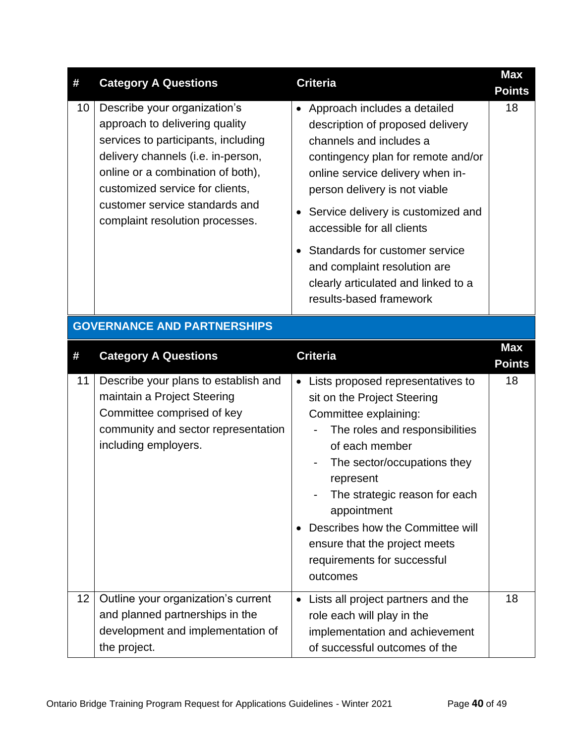| # | Category A Questions | Criteria | Max Points |
|---|---|---|---|
| 10 | Describe your organization's approach to delivering quality services to participants, including delivery channels (i.e. in-person, online or a combination of both), customized service for clients, customer service standards and complaint resolution processes. | • Approach includes a detailed description of proposed delivery channels and includes a contingency plan for remote and/or online service delivery when in-person delivery is not viable<br>• Service delivery is customized and accessible for all clients<br>• Standards for customer service and complaint resolution are clearly articulated and linked to a results-based framework | 18 |

## GOVERNANCE AND PARTNERSHIPS

| # | Category A Questions | Criteria | Max Points |
|---|---|---|---|
| 11 | Describe your plans to establish and maintain a Project Steering Committee comprised of key community and sector representation including employers. | • Lists proposed representatives to sit on the Project Steering Committee explaining:<br>- The roles and responsibilities of each member<br>- The sector/occupations they represent<br>- The strategic reason for each appointment<br>• Describes how the Committee will ensure that the project meets requirements for successful outcomes | 18 |
| 12 | Outline your organization's current and planned partnerships in the development and implementation of the project. | • Lists all project partners and the role each will play in the implementation and achievement of successful outcomes of the | 18 |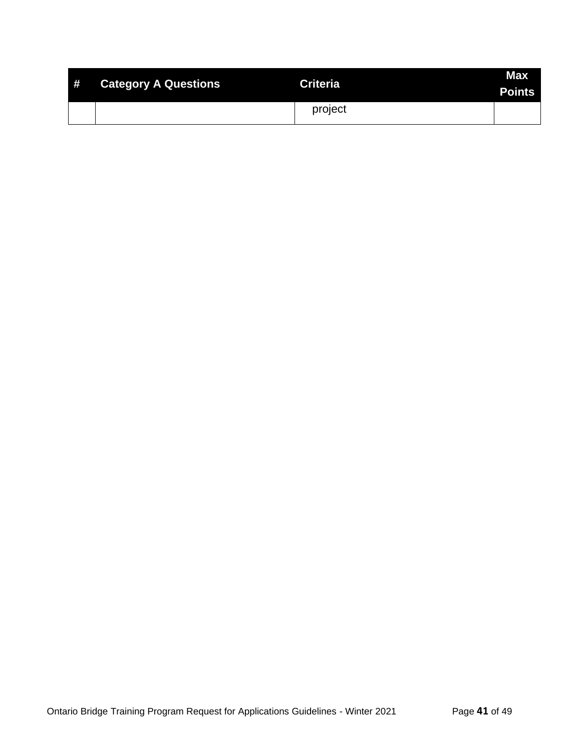| # | Category A Questions | Criteria | Max Points |
|---|---|---|---|
| | | project | |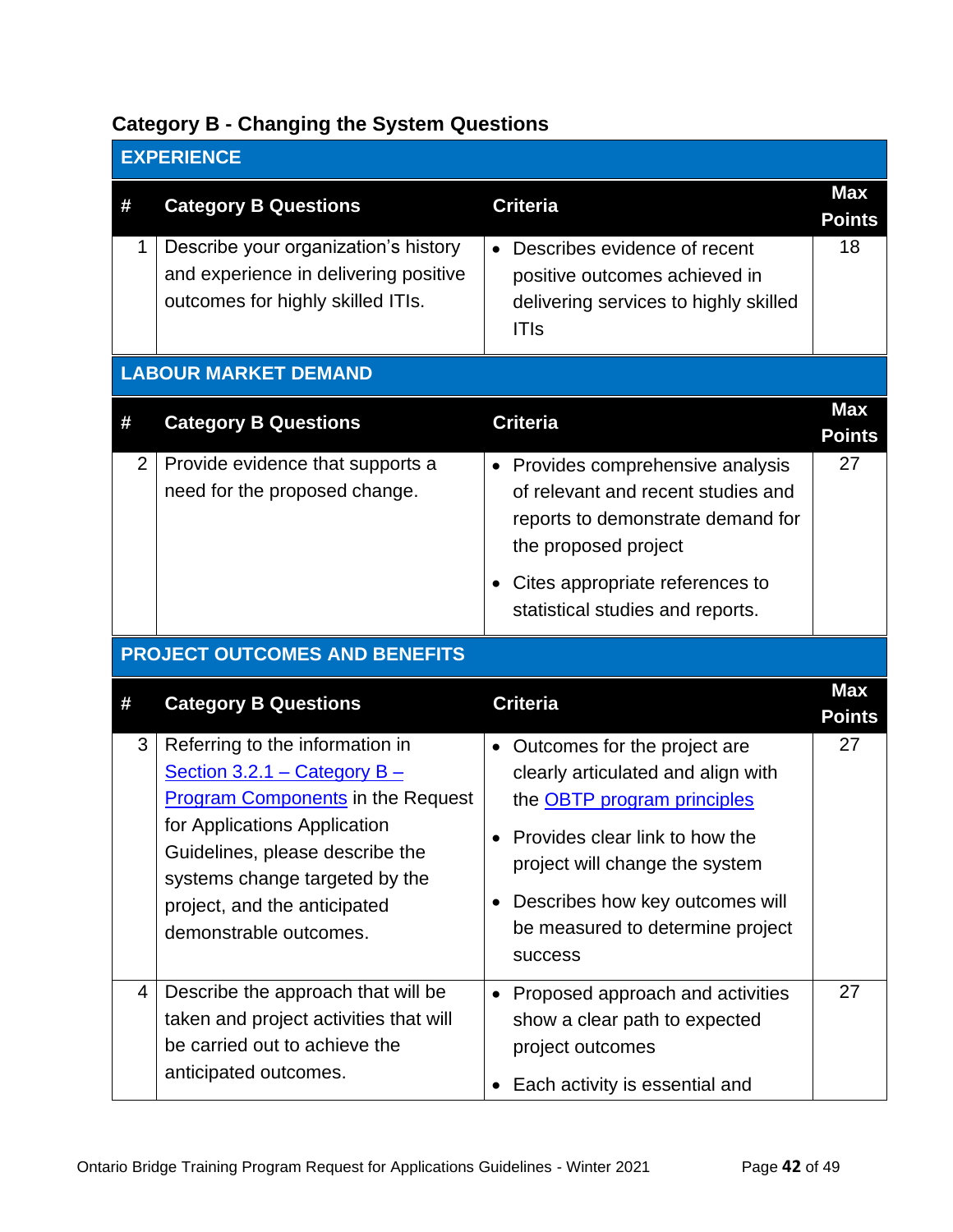### Category B - Changing the System Questions

**EXPERIENCE**

| # | Category B Questions | Criteria | Max Points |
|---|---|---|---|
| 1 | Describe your organization's history and experience in delivering positive outcomes for highly skilled ITIs. | • Describes evidence of recent positive outcomes achieved in delivering services to highly skilled ITIs | 18 |

**LABOUR MARKET DEMAND**

| # | Category B Questions | Criteria | Max Points |
|---|---|---|---|
| 2 | Provide evidence that supports a need for the proposed change. | • Provides comprehensive analysis of relevant and recent studies and reports to demonstrate demand for the proposed project<br>• Cites appropriate references to statistical studies and reports. | 27 |

**PROJECT OUTCOMES AND BENEFITS**

| # | Category B Questions | Criteria | Max Points |
|---|---|---|---|
| 3 | Referring to the information in Section 3.2.1 – Category B – Program Components in the Request for Applications Application Guidelines, please describe the systems change targeted by the project, and the anticipated demonstrable outcomes. | • Outcomes for the project are clearly articulated and align with the OBTP program principles<br>• Provides clear link to how the project will change the system<br>• Describes how key outcomes will be measured to determine project success | 27 |
| 4 | Describe the approach that will be taken and project activities that will be carried out to achieve the anticipated outcomes. | • Proposed approach and activities show a clear path to expected project outcomes<br>• Each activity is essential and | 27 |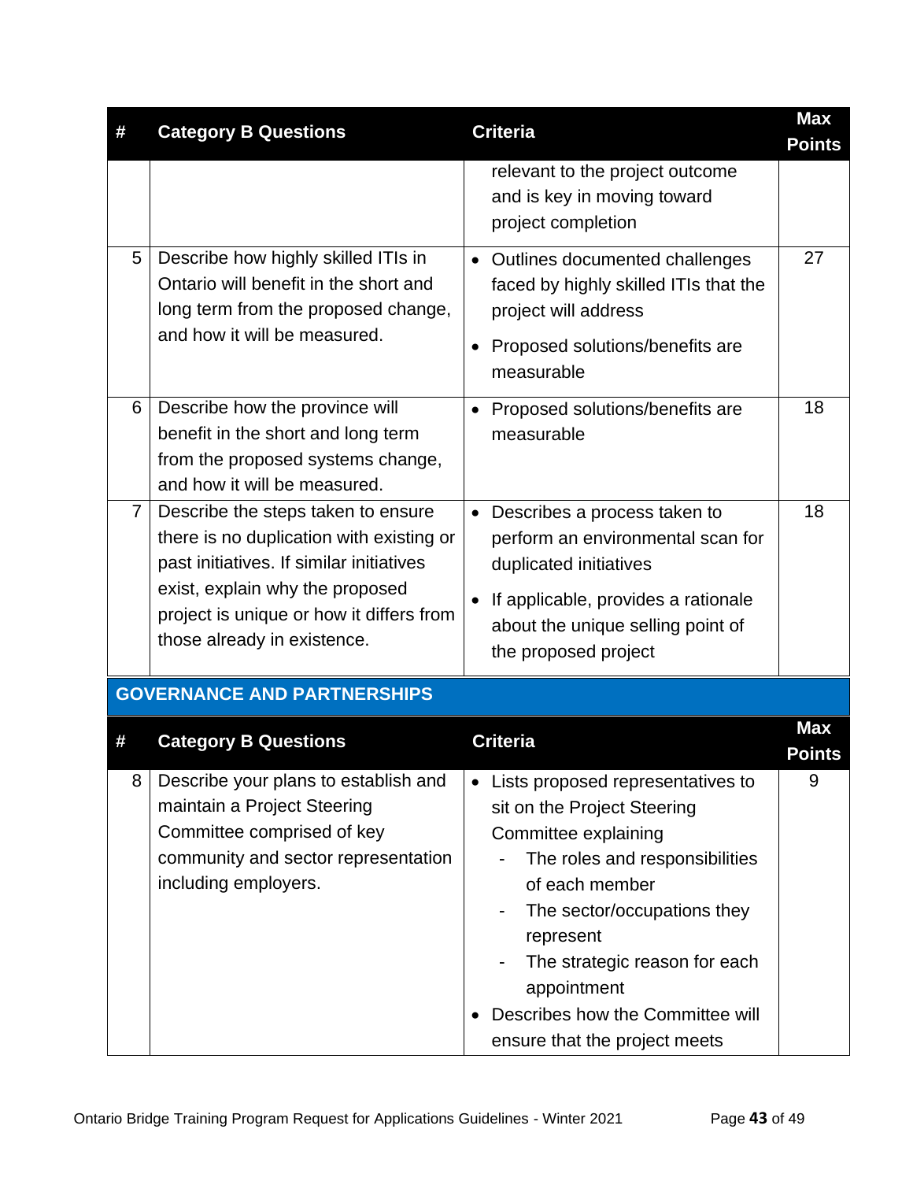| # | Category B Questions | Criteria | Max Points |
|---|---|---|---|
| | | relevant to the project outcome and is key in moving toward project completion | |
| 5 | Describe how highly skilled ITIs in Ontario will benefit in the short and long term from the proposed change, and how it will be measured. | • Outlines documented challenges faced by highly skilled ITIs that the project will address<br>• Proposed solutions/benefits are measurable | 27 |
| 6 | Describe how the province will benefit in the short and long term from the proposed systems change, and how it will be measured. | • Proposed solutions/benefits are measurable | 18 |
| 7 | Describe the steps taken to ensure there is no duplication with existing or past initiatives. If similar initiatives exist, explain why the proposed project is unique or how it differs from those already in existence. | • Describes a process taken to perform an environmental scan for duplicated initiatives<br>• If applicable, provides a rationale about the unique selling point of the proposed project | 18 |

## GOVERNANCE AND PARTNERSHIPS

| # | Category B Questions | Criteria | Max Points |
|---|---|---|---|
| 8 | Describe your plans to establish and maintain a Project Steering Committee comprised of key community and sector representation including employers. | • Lists proposed representatives to sit on the Project Steering Committee explaining<br>- The roles and responsibilities of each member<br>- The sector/occupations they represent<br>- The strategic reason for each appointment<br>• Describes how the Committee will ensure that the project meets | 9 |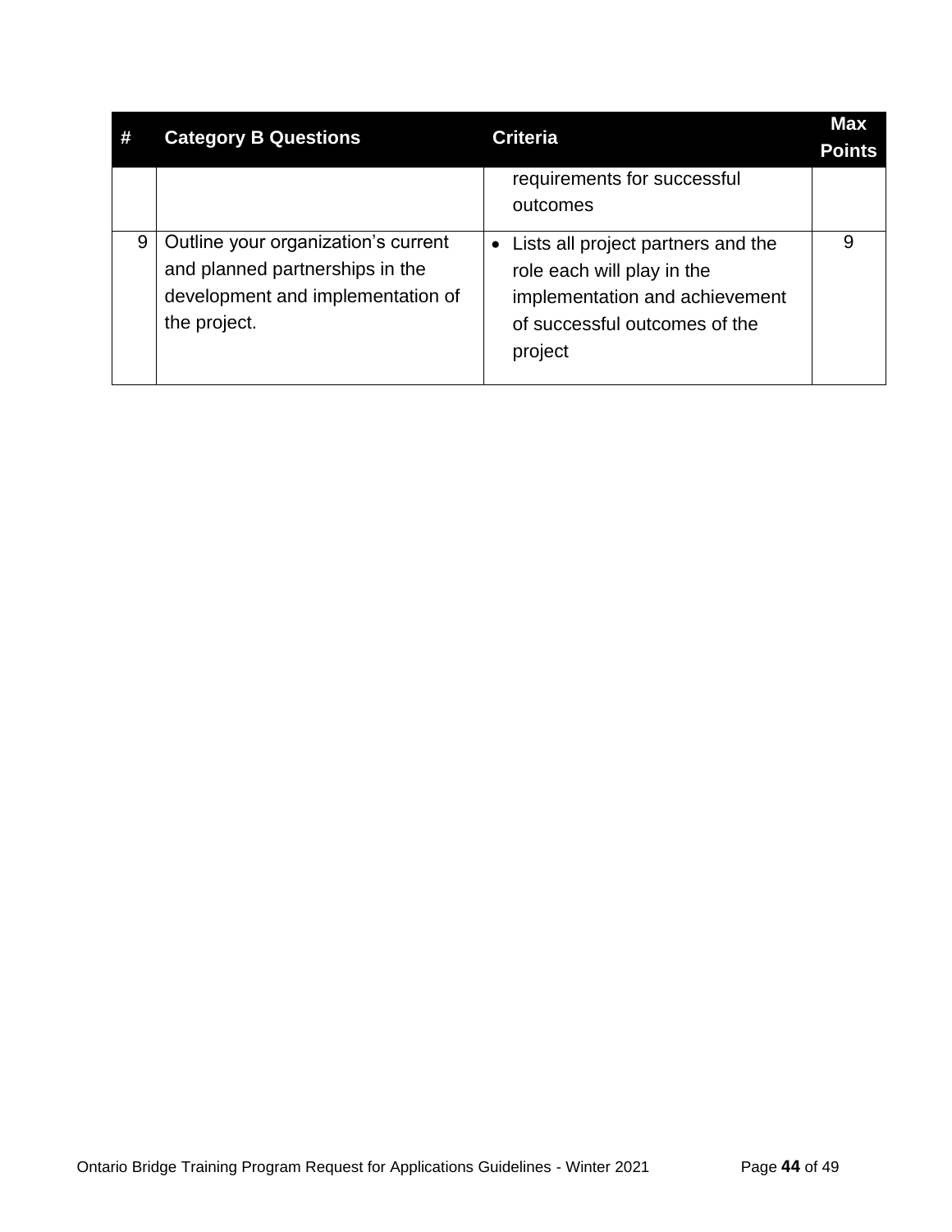| # | Category B Questions | Criteria | Max Points |
|---|---|---|---|
| | | requirements for successful outcomes | |
| 9 | Outline your organization's current and planned partnerships in the development and implementation of the project. | • Lists all project partners and the role each will play in the implementation and achievement of successful outcomes of the project | 9 |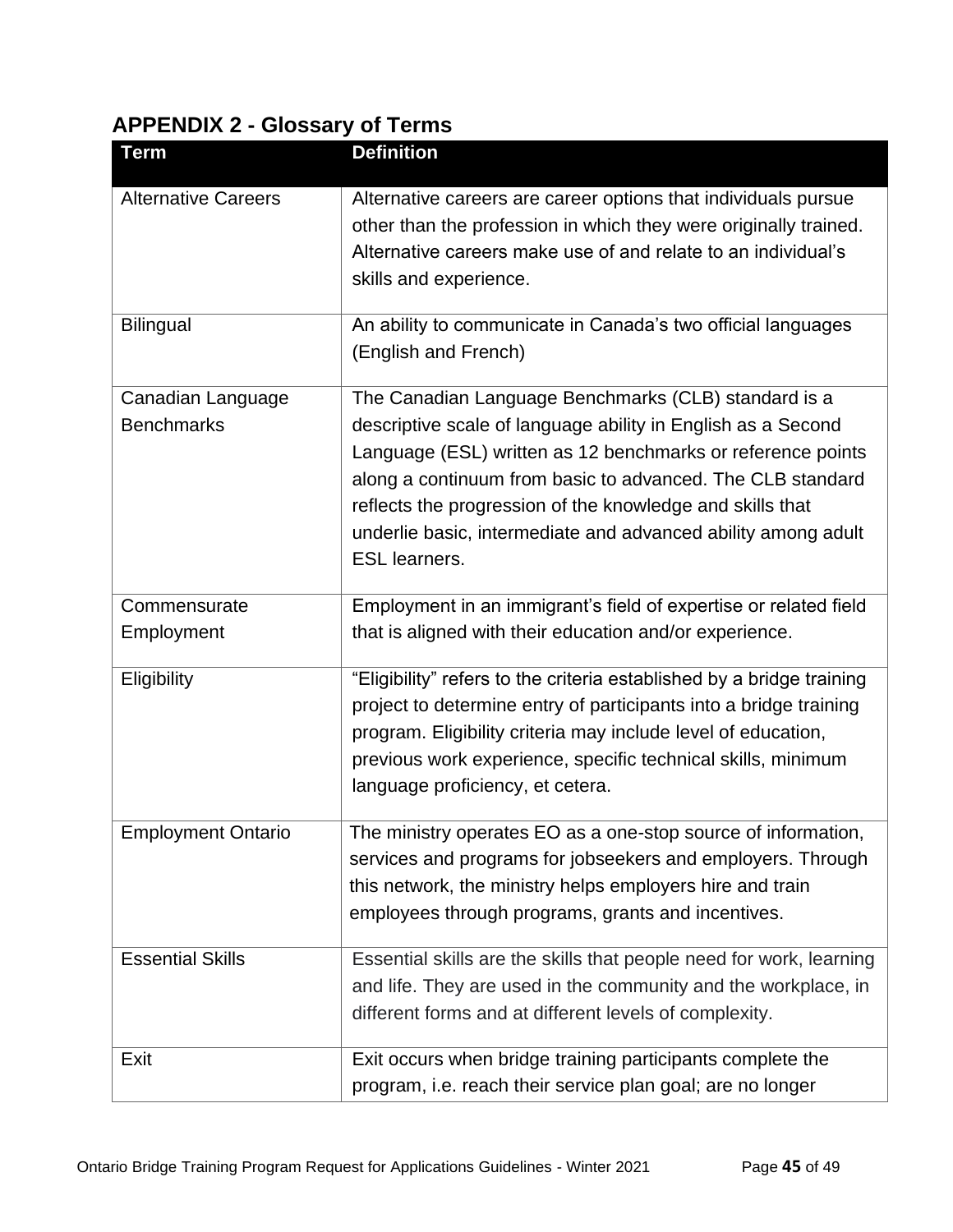## APPENDIX 2 - Glossary of Terms

| Term | Definition |
|---|---|
| Alternative Careers | Alternative careers are career options that individuals pursue other than the profession in which they were originally trained. Alternative careers make use of and relate to an individual's skills and experience. |
| Bilingual | An ability to communicate in Canada's two official languages (English and French) |
| Canadian Language Benchmarks | The Canadian Language Benchmarks (CLB) standard is a descriptive scale of language ability in English as a Second Language (ESL) written as 12 benchmarks or reference points along a continuum from basic to advanced. The CLB standard reflects the progression of the knowledge and skills that underlie basic, intermediate and advanced ability among adult ESL learners. |
| Commensurate Employment | Employment in an immigrant's field of expertise or related field that is aligned with their education and/or experience. |
| Eligibility | "Eligibility" refers to the criteria established by a bridge training project to determine entry of participants into a bridge training program. Eligibility criteria may include level of education, previous work experience, specific technical skills, minimum language proficiency, et cetera. |
| Employment Ontario | The ministry operates EO as a one-stop source of information, services and programs for jobseekers and employers. Through this network, the ministry helps employers hire and train employees through programs, grants and incentives. |
| Essential Skills | Essential skills are the skills that people need for work, learning and life. They are used in the community and the workplace, in different forms and at different levels of complexity. |
| Exit | Exit occurs when bridge training participants complete the program, i.e. reach their service plan goal; are no longer |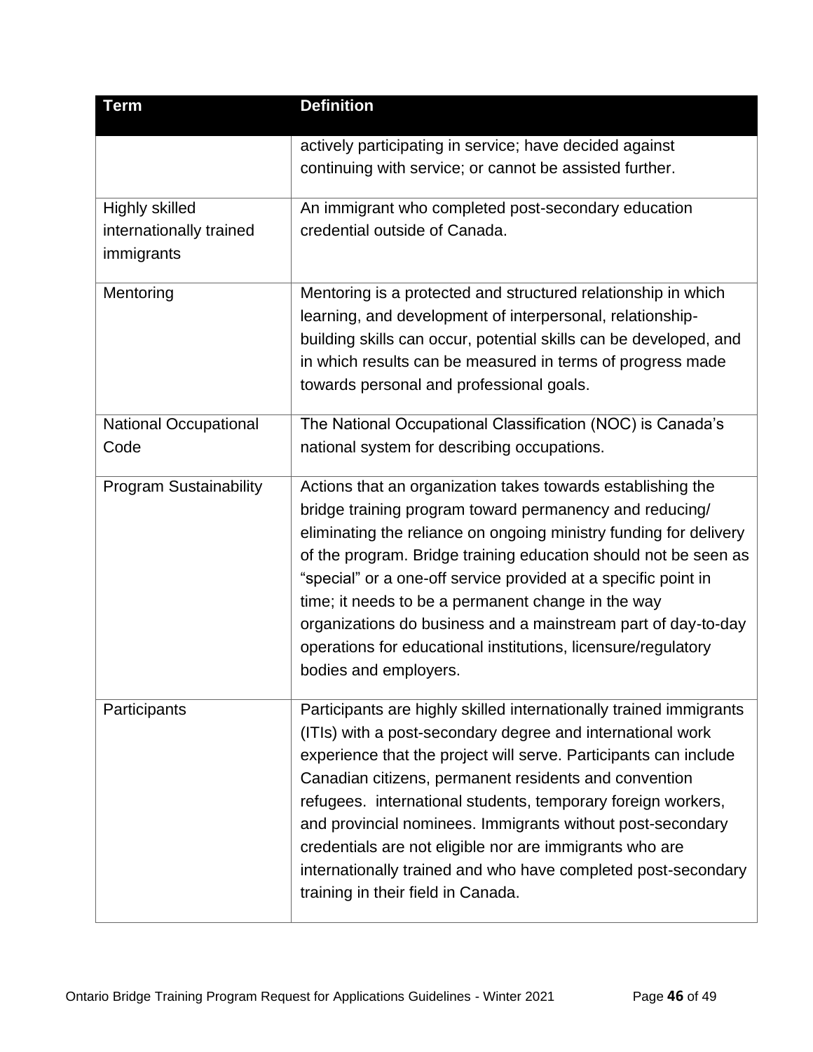| Term | Definition |
|---|---|
| | actively participating in service; have decided against continuing with service; or cannot be assisted further. |
| Highly skilled internationally trained immigrants | An immigrant who completed post-secondary education credential outside of Canada. |
| Mentoring | Mentoring is a protected and structured relationship in which learning, and development of interpersonal, relationship-building skills can occur, potential skills can be developed, and in which results can be measured in terms of progress made towards personal and professional goals. |
| National Occupational Code | The National Occupational Classification (NOC) is Canada's national system for describing occupations. |
| Program Sustainability | Actions that an organization takes towards establishing the bridge training program toward permanency and reducing/ eliminating the reliance on ongoing ministry funding for delivery of the program. Bridge training education should not be seen as "special" or a one-off service provided at a specific point in time; it needs to be a permanent change in the way organizations do business and a mainstream part of day-to-day operations for educational institutions, licensure/regulatory bodies and employers. |
| Participants | Participants are highly skilled internationally trained immigrants (ITIs) with a post-secondary degree and international work experience that the project will serve. Participants can include Canadian citizens, permanent residents and convention refugees.  international students, temporary foreign workers, and provincial nominees. Immigrants without post-secondary credentials are not eligible nor are immigrants who are internationally trained and who have completed post-secondary training in their field in Canada. |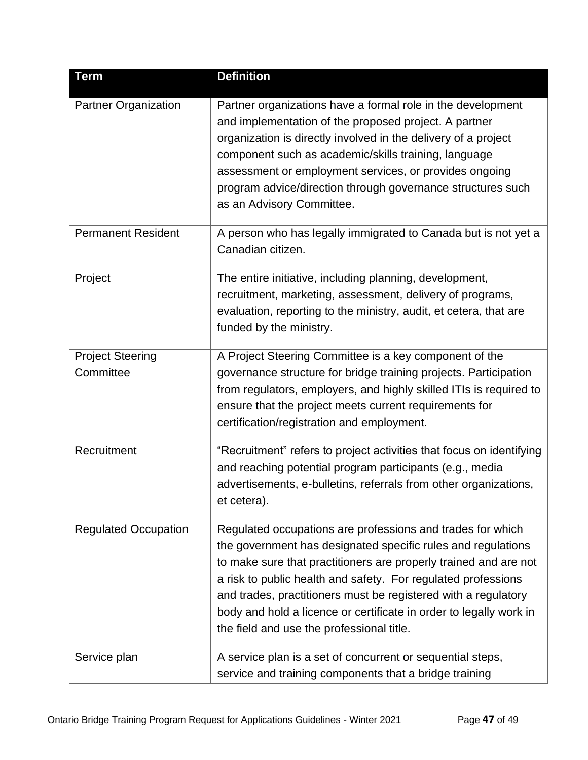| Term | Definition |
|---|---|
| Partner Organization | Partner organizations have a formal role in the development and implementation of the proposed project. A partner organization is directly involved in the delivery of a project component such as academic/skills training, language assessment or employment services, or provides ongoing program advice/direction through governance structures such as an Advisory Committee. |
| Permanent Resident | A person who has legally immigrated to Canada but is not yet a Canadian citizen. |
| Project | The entire initiative, including planning, development, recruitment, marketing, assessment, delivery of programs, evaluation, reporting to the ministry, audit, et cetera, that are funded by the ministry. |
| Project Steering Committee | A Project Steering Committee is a key component of the governance structure for bridge training projects. Participation from regulators, employers, and highly skilled ITIs is required to ensure that the project meets current requirements for certification/registration and employment. |
| Recruitment | "Recruitment" refers to project activities that focus on identifying and reaching potential program participants (e.g., media advertisements, e-bulletins, referrals from other organizations, et cetera). |
| Regulated Occupation | Regulated occupations are professions and trades for which the government has designated specific rules and regulations to make sure that practitioners are properly trained and are not a risk to public health and safety. For regulated professions and trades, practitioners must be registered with a regulatory body and hold a licence or certificate in order to legally work in the field and use the professional title. |
| Service plan | A service plan is a set of concurrent or sequential steps, service and training components that a bridge training |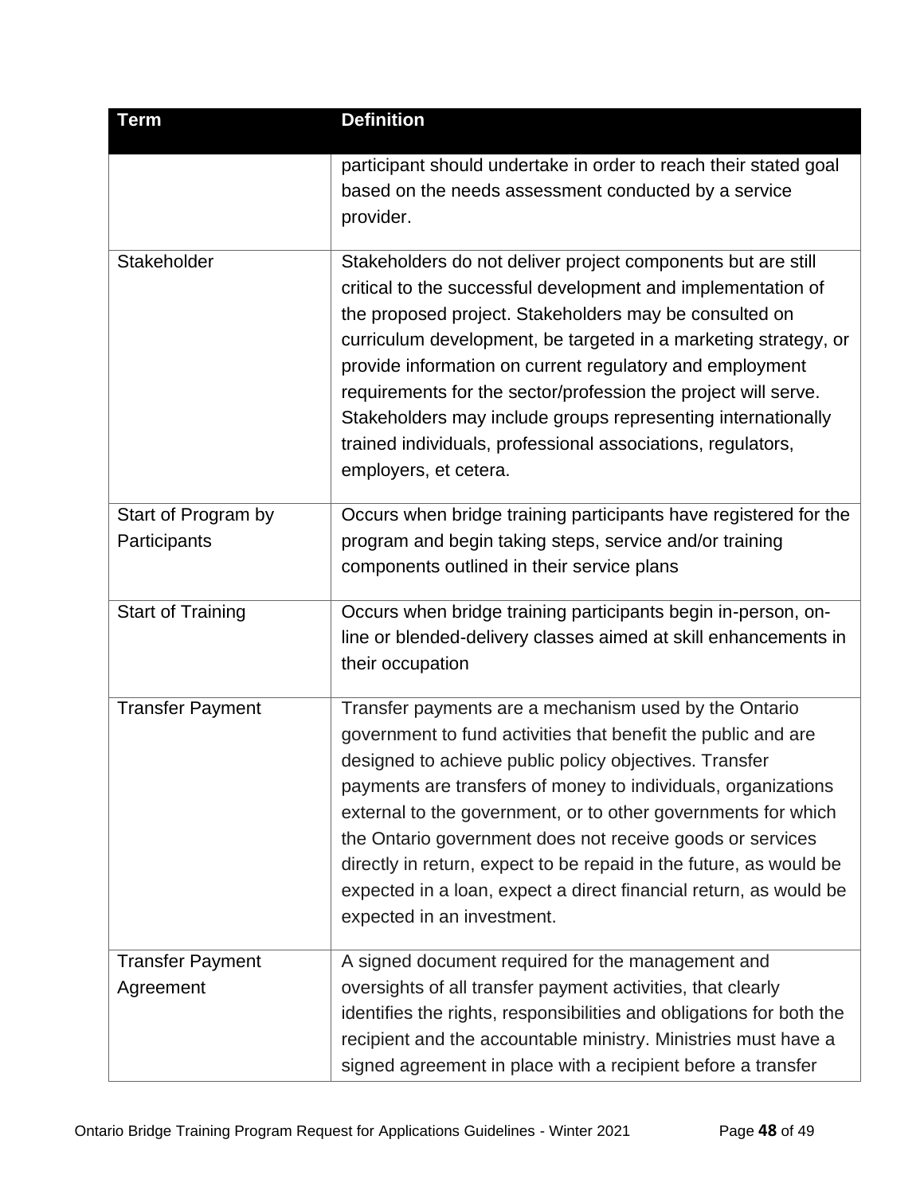| Term | Definition |
| --- | --- |
| | participant should undertake in order to reach their stated goal based on the needs assessment conducted by a service provider. |
| Stakeholder | Stakeholders do not deliver project components but are still critical to the successful development and implementation of the proposed project. Stakeholders may be consulted on curriculum development, be targeted in a marketing strategy, or provide information on current regulatory and employment requirements for the sector/profession the project will serve. Stakeholders may include groups representing internationally trained individuals, professional associations, regulators, employers, et cetera. |
| Start of Program by Participants | Occurs when bridge training participants have registered for the program and begin taking steps, service and/or training components outlined in their service plans |
| Start of Training | Occurs when bridge training participants begin in-person, on-line or blended-delivery classes aimed at skill enhancements in their occupation |
| Transfer Payment | Transfer payments are a mechanism used by the Ontario government to fund activities that benefit the public and are designed to achieve public policy objectives. Transfer payments are transfers of money to individuals, organizations external to the government, or to other governments for which the Ontario government does not receive goods or services directly in return, expect to be repaid in the future, as would be expected in a loan, expect a direct financial return, as would be expected in an investment. |
| Transfer Payment Agreement | A signed document required for the management and oversights of all transfer payment activities, that clearly identifies the rights, responsibilities and obligations for both the recipient and the accountable ministry. Ministries must have a signed agreement in place with a recipient before a transfer |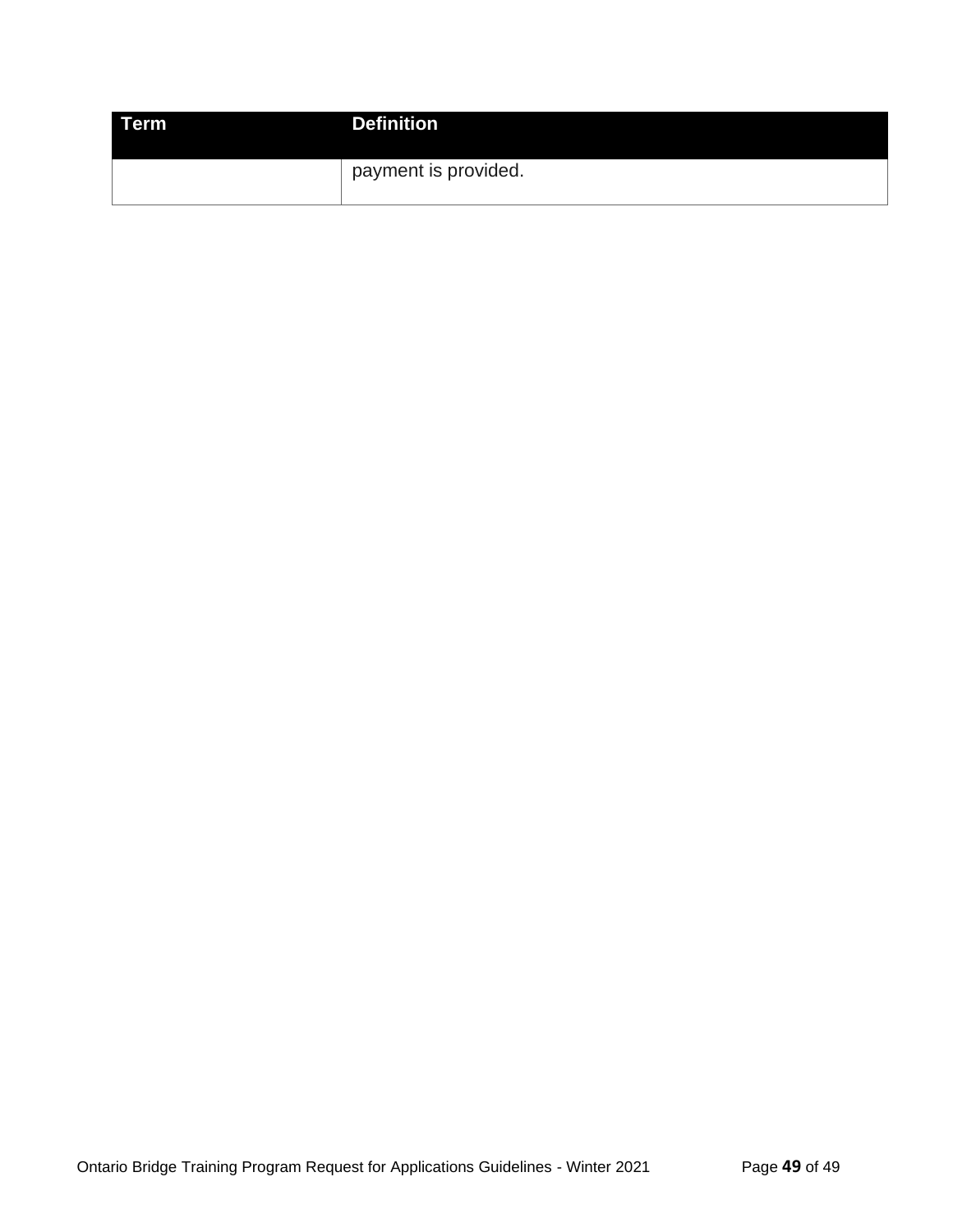| Term | Definition |
| --- | --- |
| | payment is provided. |